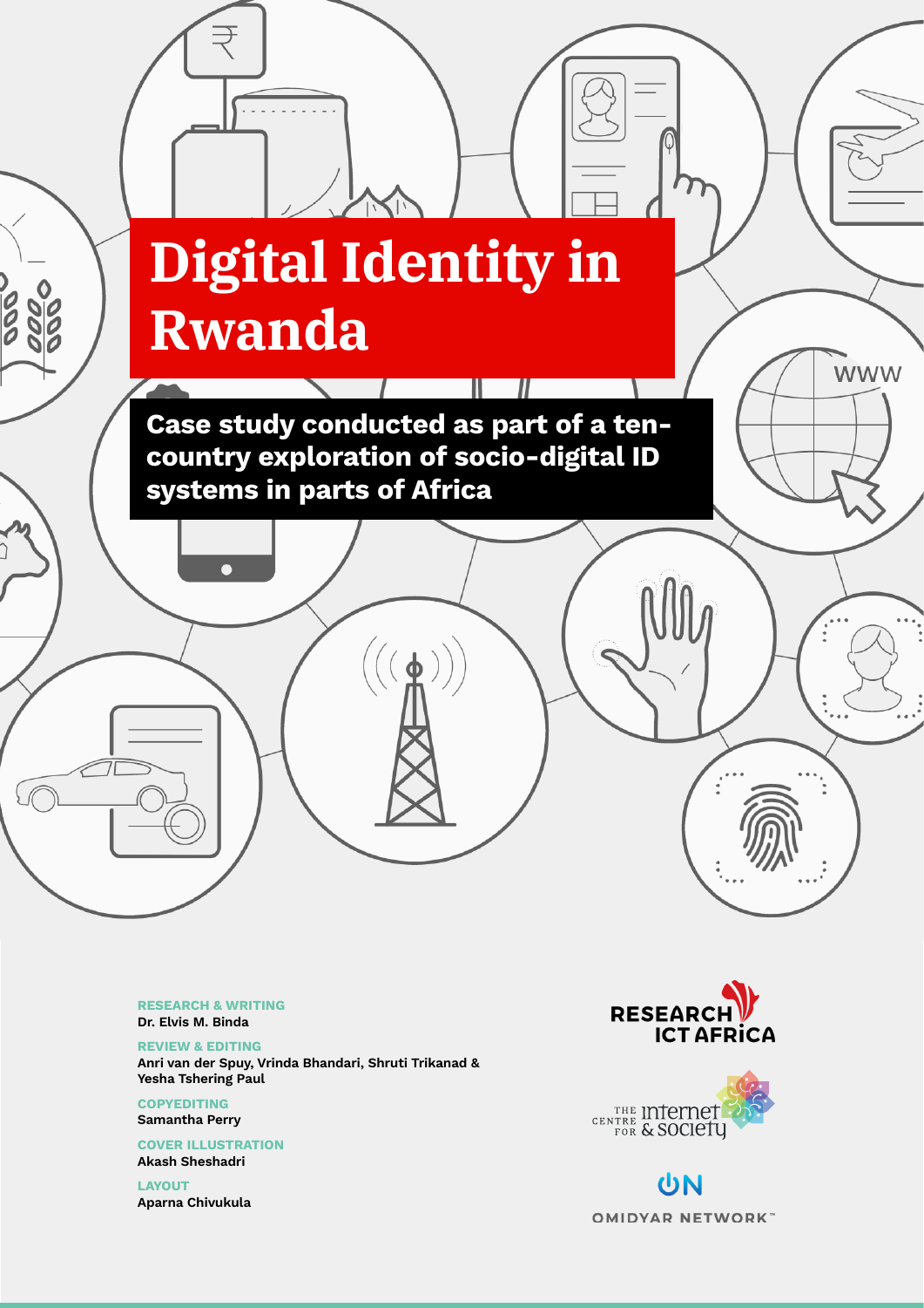# Digital Identity in Rwanda

**Case study conducted as part of a ten-country exploration of socio-digital ID systems in parts of Africa**

**RESEARCH & WRITING**
Dr. Elvis M. Binda

**REVIEW & EDITING**
Anri van der Spuy, Vrinda Bhandari, Shruti Trikanad & Yesha Tshering Paul

**COPYEDITING**
Samantha Perry

**COVER ILLUSTRATION**
Akash Sheshadri

**LAYOUT**
Aparna Chivukula

RESEARCH ICT AFRICA

THE CENTRE FOR INTERNET & SOCIETY

OMIDYAR NETWORK™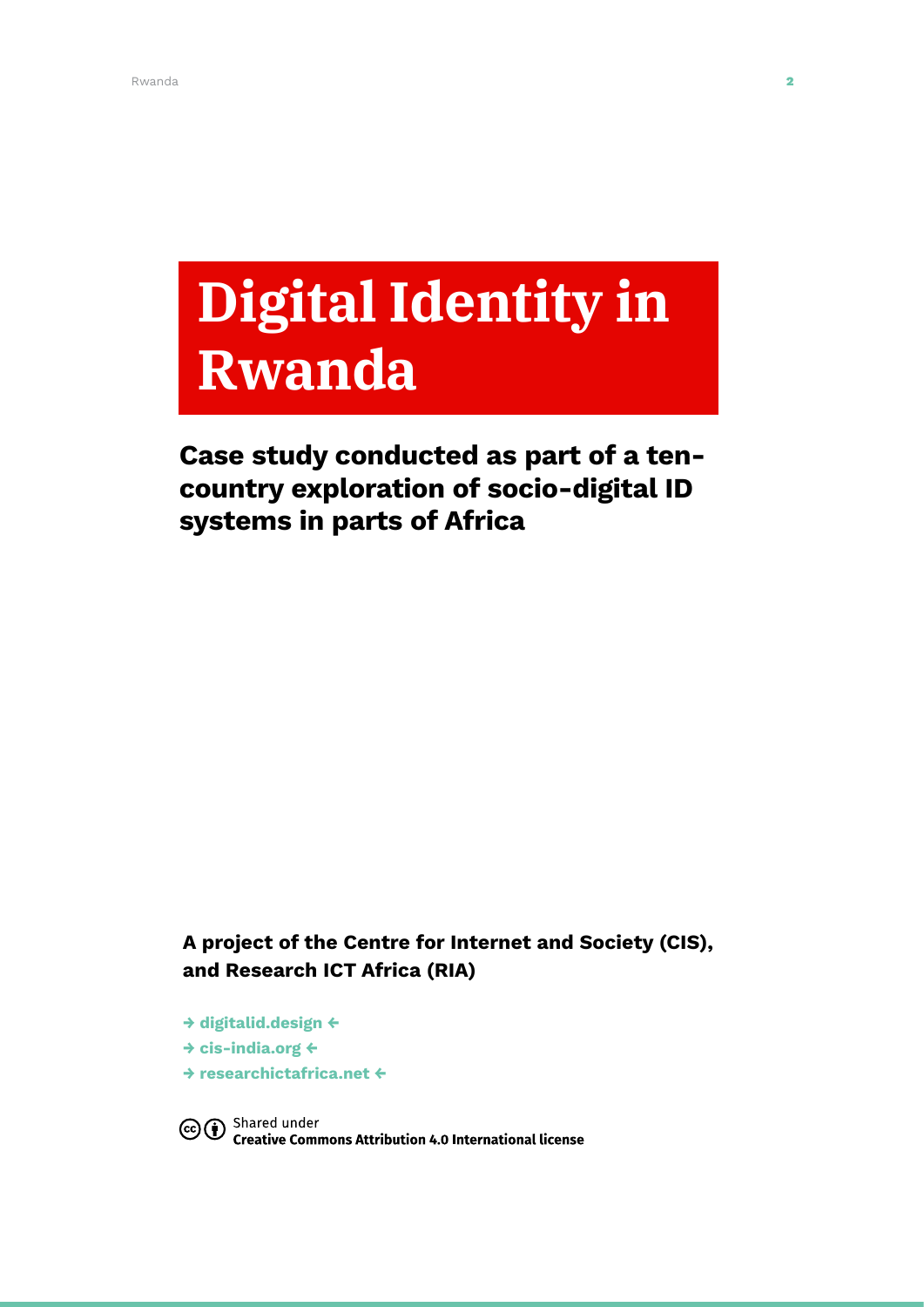# Digital Identity in Rwanda

**Case study conducted as part of a ten-country exploration of socio-digital ID systems in parts of Africa**

**A project of the Centre for Internet and Society (CIS), and Research ICT Africa (RIA)**

→ **digitalid.design** ←
→ **cis-india.org** ←
→ **researchictafrica.net** ←

Shared under
**Creative Commons Attribution 4.0 International license**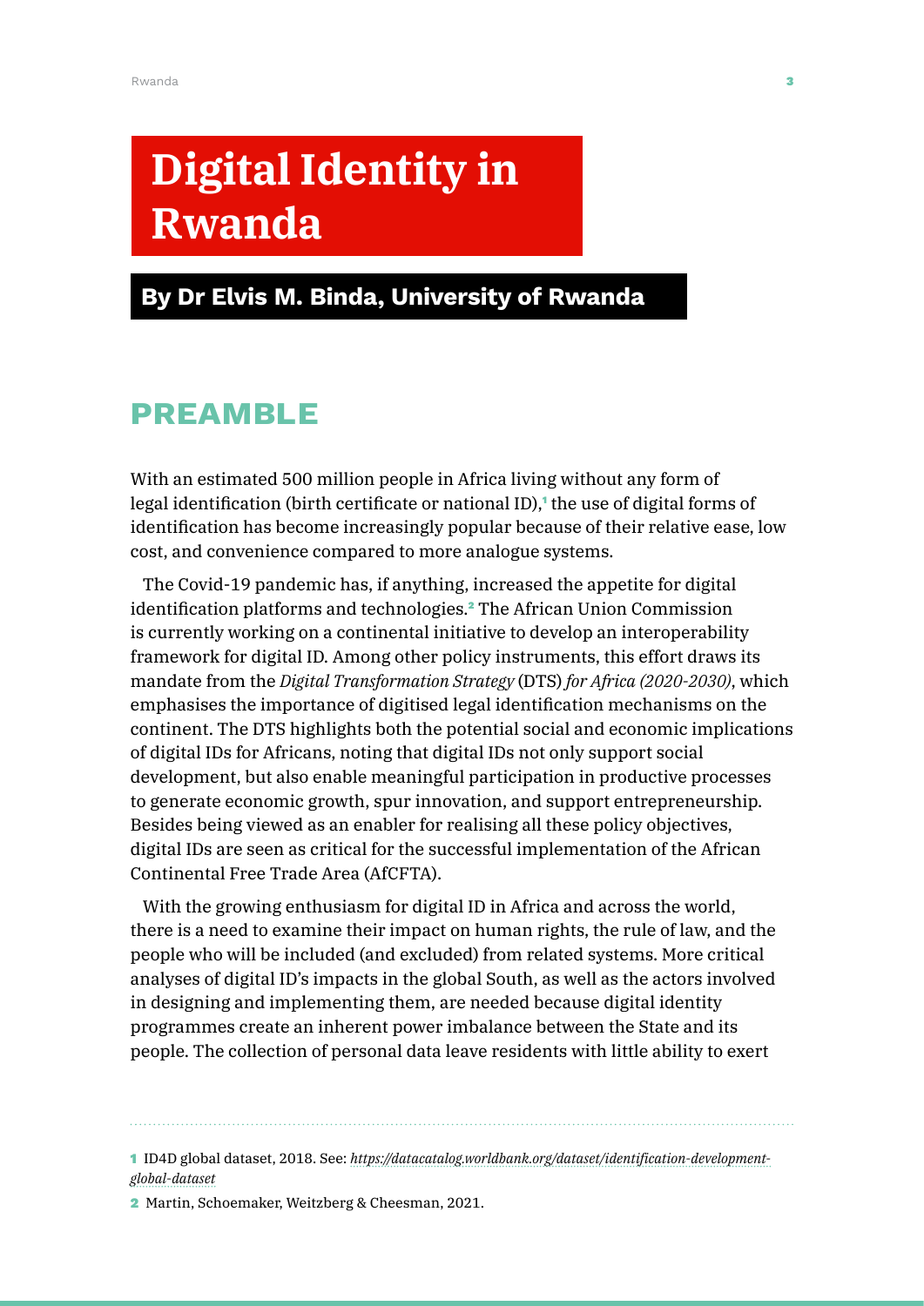# Digital Identity in Rwanda

## By Dr Elvis M. Binda, University of Rwanda

## PREAMBLE

With an estimated 500 million people in Africa living without any form of legal identification (birth certificate or national ID),[1] the use of digital forms of identification has become increasingly popular because of their relative ease, low cost, and convenience compared to more analogue systems.

The Covid-19 pandemic has, if anything, increased the appetite for digital identification platforms and technologies.[2] The African Union Commission is currently working on a continental initiative to develop an interoperability framework for digital ID. Among other policy instruments, this effort draws its mandate from the *Digital Transformation Strategy* (DTS) *for Africa (2020-2030)*, which emphasises the importance of digitised legal identification mechanisms on the continent. The DTS highlights both the potential social and economic implications of digital IDs for Africans, noting that digital IDs not only support social development, but also enable meaningful participation in productive processes to generate economic growth, spur innovation, and support entrepreneurship. Besides being viewed as an enabler for realising all these policy objectives, digital IDs are seen as critical for the successful implementation of the African Continental Free Trade Area (AfCFTA).

With the growing enthusiasm for digital ID in Africa and across the world, there is a need to examine their impact on human rights, the rule of law, and the people who will be included (and excluded) from related systems. More critical analyses of digital ID's impacts in the global South, as well as the actors involved in designing and implementing them, are needed because digital identity programmes create an inherent power imbalance between the State and its people. The collection of personal data leave residents with little ability to exert

---

1 ID4D global dataset, 2018. See: *https://datacatalog.worldbank.org/dataset/identification-development-global-dataset*

2 Martin, Schoemaker, Weitzberg & Cheesman, 2021.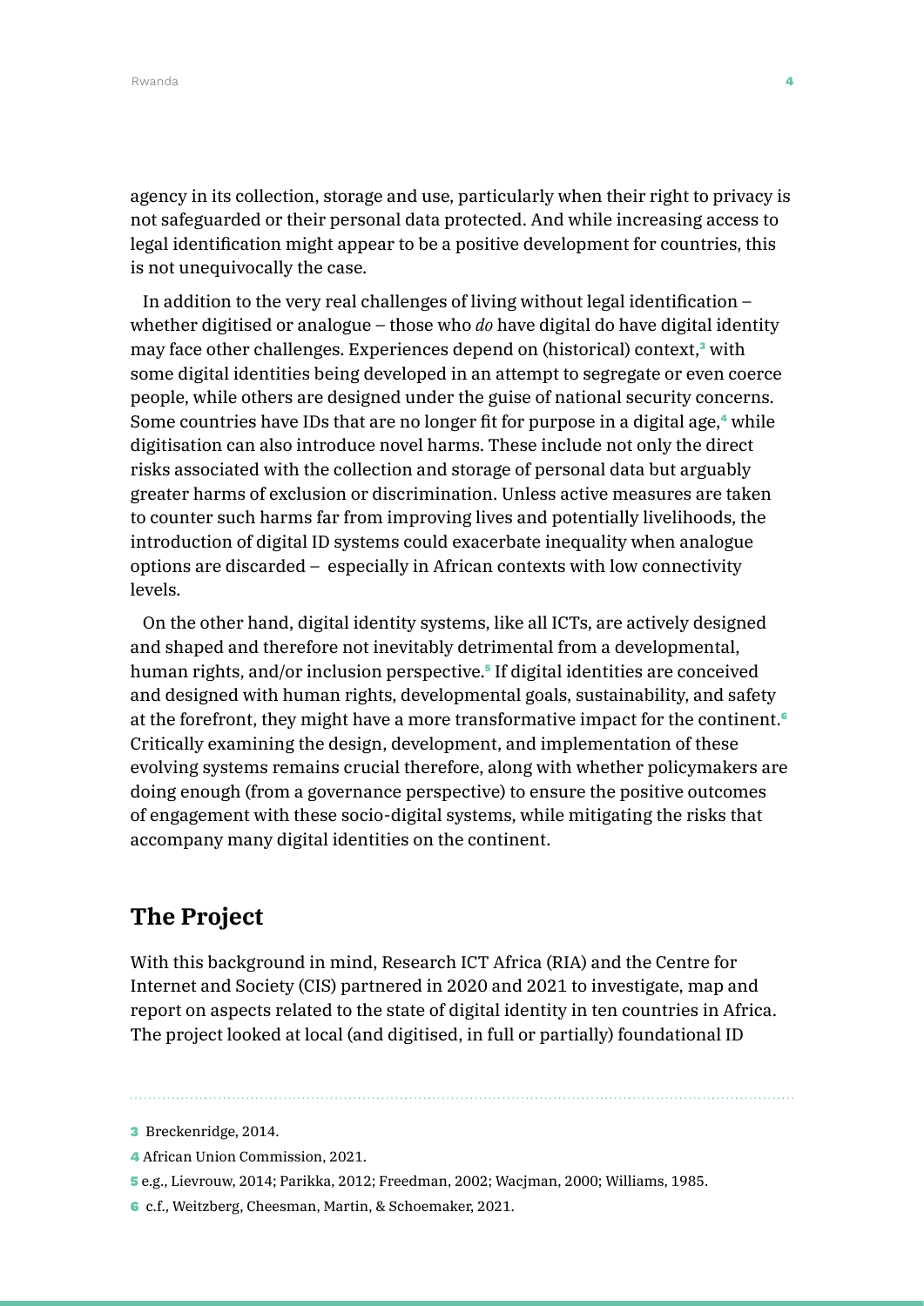agency in its collection, storage and use, particularly when their right to privacy is not safeguarded or their personal data protected. And while increasing access to legal identification might appear to be a positive development for countries, this is not unequivocally the case.

In addition to the very real challenges of living without legal identification – whether digitised or analogue – those who *do* have digital do have digital identity may face other challenges. Experiences depend on (historical) context,[3] with some digital identities being developed in an attempt to segregate or even coerce people, while others are designed under the guise of national security concerns. Some countries have IDs that are no longer fit for purpose in a digital age,[4] while digitisation can also introduce novel harms. These include not only the direct risks associated with the collection and storage of personal data but arguably greater harms of exclusion or discrimination. Unless active measures are taken to counter such harms far from improving lives and potentially livelihoods, the introduction of digital ID systems could exacerbate inequality when analogue options are discarded – especially in African contexts with low connectivity levels.

On the other hand, digital identity systems, like all ICTs, are actively designed and shaped and therefore not inevitably detrimental from a developmental, human rights, and/or inclusion perspective.[5] If digital identities are conceived and designed with human rights, developmental goals, sustainability, and safety at the forefront, they might have a more transformative impact for the continent.[6] Critically examining the design, development, and implementation of these evolving systems remains crucial therefore, along with whether policymakers are doing enough (from a governance perspective) to ensure the positive outcomes of engagement with these socio-digital systems, while mitigating the risks that accompany many digital identities on the continent.

## The Project

With this background in mind, Research ICT Africa (RIA) and the Centre for Internet and Society (CIS) partnered in 2020 and 2021 to investigate, map and report on aspects related to the state of digital identity in ten countries in Africa. The project looked at local (and digitised, in full or partially) foundational ID

---

3 Breckenridge, 2014.

4 African Union Commission, 2021.

5 e.g., Lievrouw, 2014; Parikka, 2012; Freedman, 2002; Wacjman, 2000; Williams, 1985.

6 c.f., Weitzberg, Cheesman, Martin, & Schoemaker, 2021.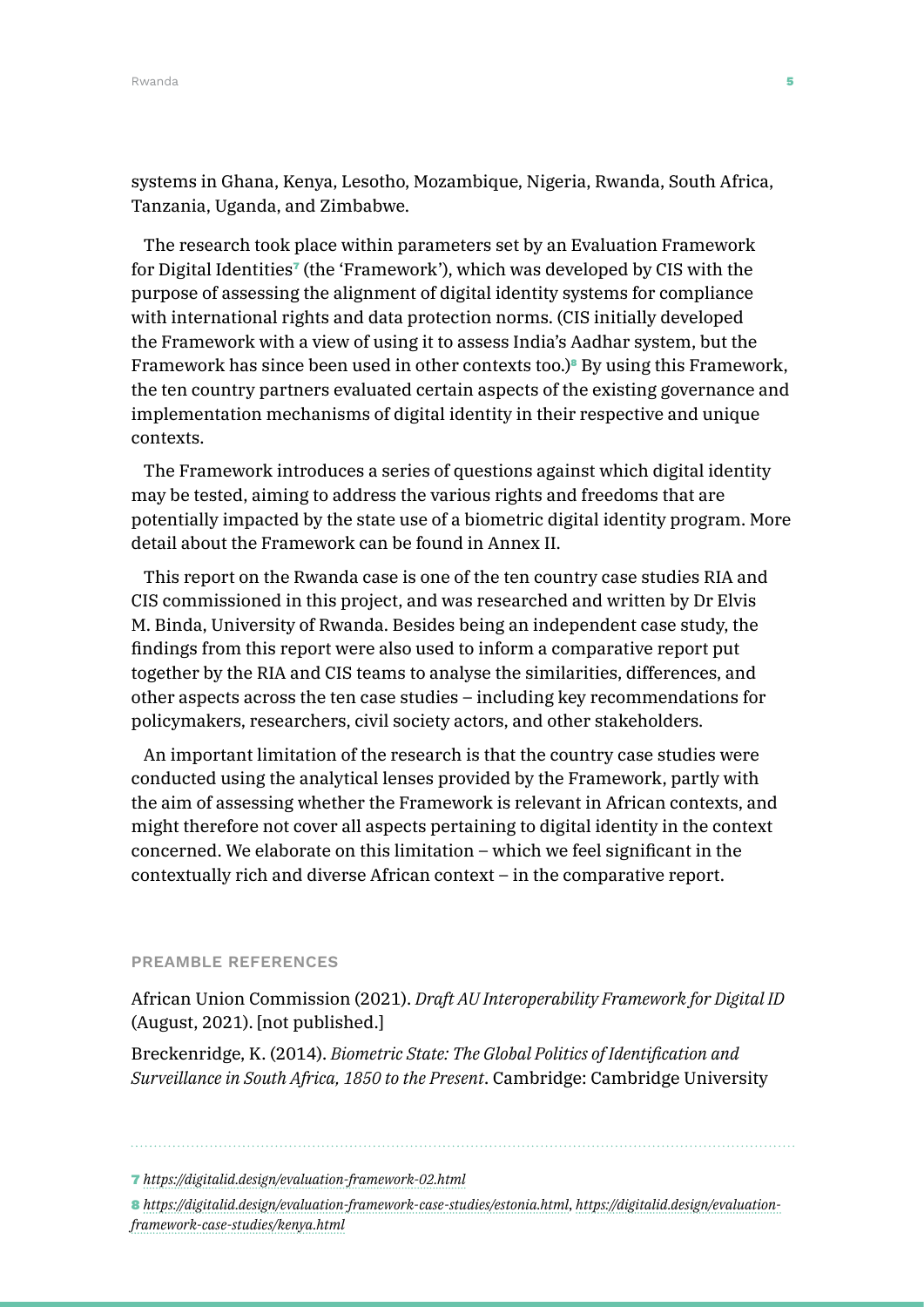systems in Ghana, Kenya, Lesotho, Mozambique, Nigeria, Rwanda, South Africa, Tanzania, Uganda, and Zimbabwe.

The research took place within parameters set by an Evaluation Framework for Digital Identities[7] (the 'Framework'), which was developed by CIS with the purpose of assessing the alignment of digital identity systems for compliance with international rights and data protection norms. (CIS initially developed the Framework with a view of using it to assess India's Aadhar system, but the Framework has since been used in other contexts too.)[8] By using this Framework, the ten country partners evaluated certain aspects of the existing governance and implementation mechanisms of digital identity in their respective and unique contexts.

The Framework introduces a series of questions against which digital identity may be tested, aiming to address the various rights and freedoms that are potentially impacted by the state use of a biometric digital identity program. More detail about the Framework can be found in Annex II.

This report on the Rwanda case is one of the ten country case studies RIA and CIS commissioned in this project, and was researched and written by Dr Elvis M. Binda, University of Rwanda. Besides being an independent case study, the findings from this report were also used to inform a comparative report put together by the RIA and CIS teams to analyse the similarities, differences, and other aspects across the ten case studies – including key recommendations for policymakers, researchers, civil society actors, and other stakeholders.

An important limitation of the research is that the country case studies were conducted using the analytical lenses provided by the Framework, partly with the aim of assessing whether the Framework is relevant in African contexts, and might therefore not cover all aspects pertaining to digital identity in the context concerned. We elaborate on this limitation – which we feel significant in the contextually rich and diverse African context – in the comparative report.

#### PREAMBLE REFERENCES

African Union Commission (2021). *Draft AU Interoperability Framework for Digital ID* (August, 2021). [not published.]

Breckenridge, K. (2014). *Biometric State: The Global Politics of Identification and Surveillance in South Africa, 1850 to the Present*. Cambridge: Cambridge University

---

7 *https://digitalid.design/evaluation-framework-02.html*

8 *https://digitalid.design/evaluation-framework-case-studies/estonia.html*, *https://digitalid.design/evaluation-framework-case-studies/kenya.html*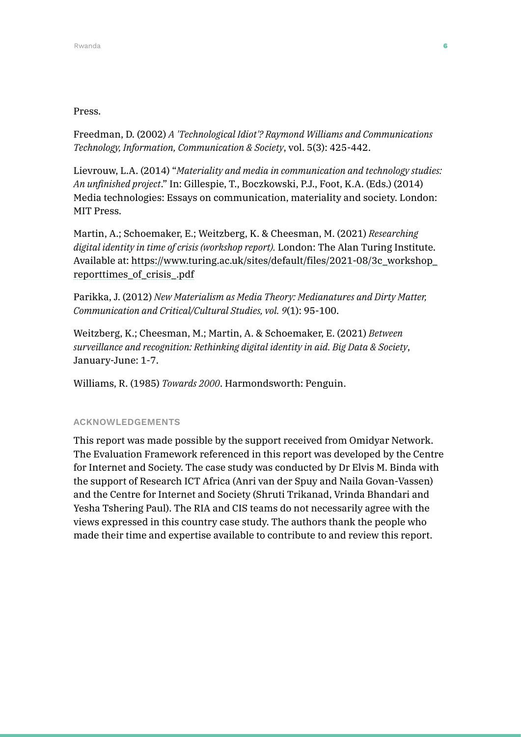Press.

Freedman, D. (2002) *A 'Technological Idiot'? Raymond Williams and Communications Technology, Information, Communication & Society*, vol. 5(3): 425-442.

Lievrouw, L.A. (2014) "*Materiality and media in communication and technology studies: An unfinished project*." In: Gillespie, T., Boczkowski, P.J., Foot, K.A. (Eds.) (2014) Media technologies: Essays on communication, materiality and society. London: MIT Press.

Martin, A.; Schoemaker, E.; Weitzberg, K. & Cheesman, M. (2021) *Researching digital identity in time of crisis (workshop report).* London: The Alan Turing Institute. Available at: https://www.turing.ac.uk/sites/default/files/2021-08/3c_workshop_reporttimes_of_crisis_.pdf

Parikka, J. (2012) *New Materialism as Media Theory: Medianatures and Dirty Matter, Communication and Critical/Cultural Studies, vol. 9*(1): 95-100.

Weitzberg, K.; Cheesman, M.; Martin, A. & Schoemaker, E. (2021) *Between surveillance and recognition: Rethinking digital identity in aid. Big Data & Society*, January-June: 1-7.

Williams, R. (1985) *Towards 2000*. Harmondsworth: Penguin.

#### ACKNOWLEDGEMENTS

This report was made possible by the support received from Omidyar Network. The Evaluation Framework referenced in this report was developed by the Centre for Internet and Society. The case study was conducted by Dr Elvis M. Binda with the support of Research ICT Africa (Anri van der Spuy and Naila Govan-Vassen) and the Centre for Internet and Society (Shruti Trikanad, Vrinda Bhandari and Yesha Tshering Paul). The RIA and CIS teams do not necessarily agree with the views expressed in this country case study. The authors thank the people who made their time and expertise available to contribute to and review this report.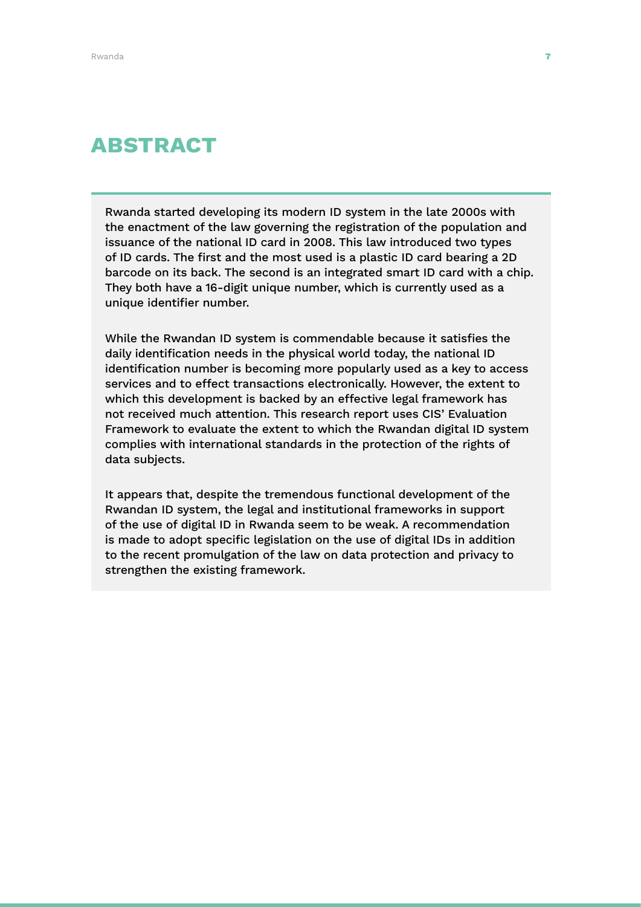# ABSTRACT

Rwanda started developing its modern ID system in the late 2000s with the enactment of the law governing the registration of the population and issuance of the national ID card in 2008. This law introduced two types of ID cards. The first and the most used is a plastic ID card bearing a 2D barcode on its back. The second is an integrated smart ID card with a chip. They both have a 16-digit unique number, which is currently used as a unique identifier number.

While the Rwandan ID system is commendable because it satisfies the daily identification needs in the physical world today, the national ID identification number is becoming more popularly used as a key to access services and to effect transactions electronically. However, the extent to which this development is backed by an effective legal framework has not received much attention. This research report uses CIS' Evaluation Framework to evaluate the extent to which the Rwandan digital ID system complies with international standards in the protection of the rights of data subjects.

It appears that, despite the tremendous functional development of the Rwandan ID system, the legal and institutional frameworks in support of the use of digital ID in Rwanda seem to be weak. A recommendation is made to adopt specific legislation on the use of digital IDs in addition to the recent promulgation of the law on data protection and privacy to strengthen the existing framework.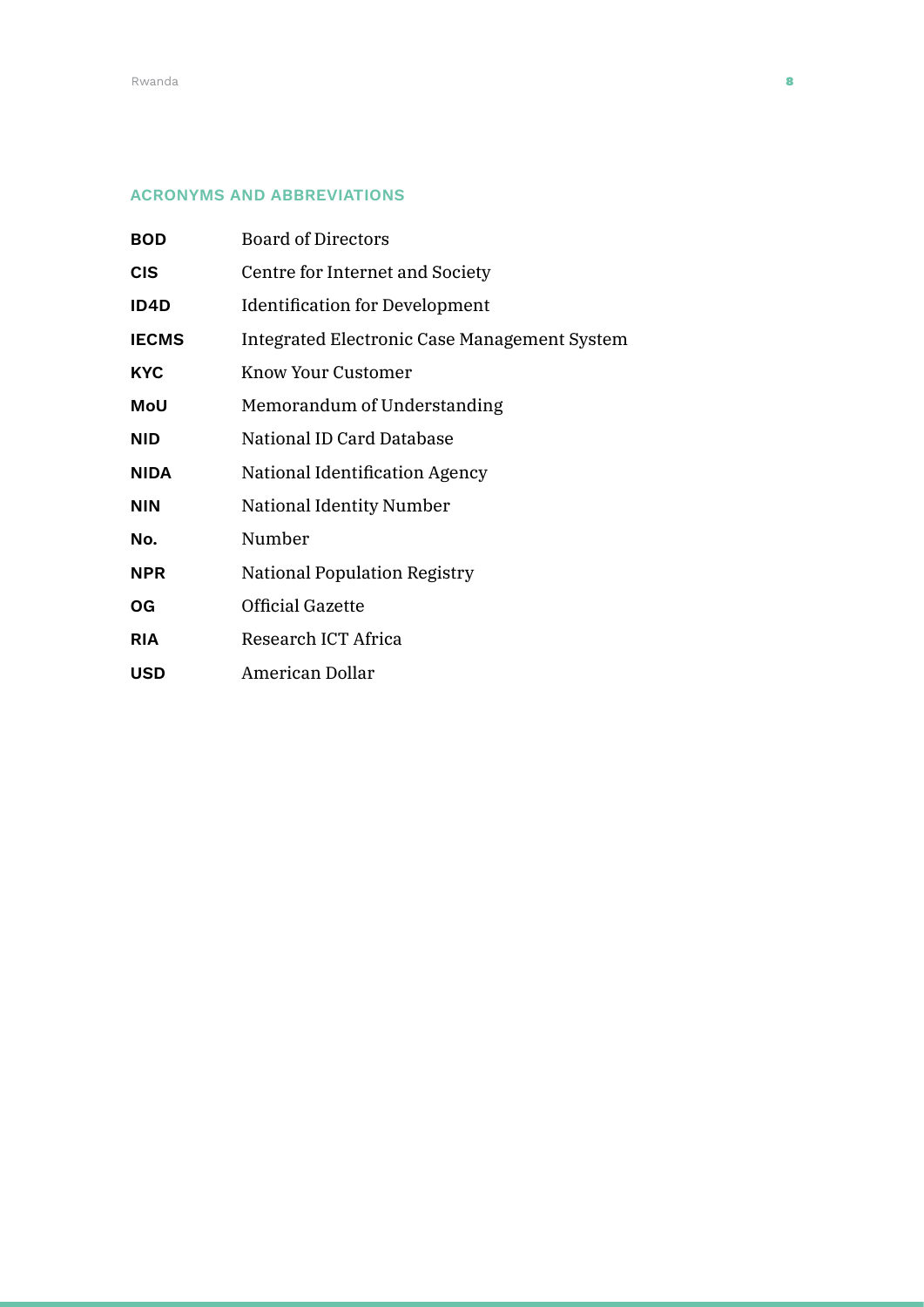## ACRONYMS AND ABBREVIATIONS

| | |
|---|---|
| **BOD** | Board of Directors |
| **CIS** | Centre for Internet and Society |
| **ID4D** | Identification for Development |
| **IECMS** | Integrated Electronic Case Management System |
| **KYC** | Know Your Customer |
| **MoU** | Memorandum of Understanding |
| **NID** | National ID Card Database |
| **NIDA** | National Identification Agency |
| **NIN** | National Identity Number |
| **No.** | Number |
| **NPR** | National Population Registry |
| **OG** | Official Gazette |
| **RIA** | Research ICT Africa |
| **USD** | American Dollar |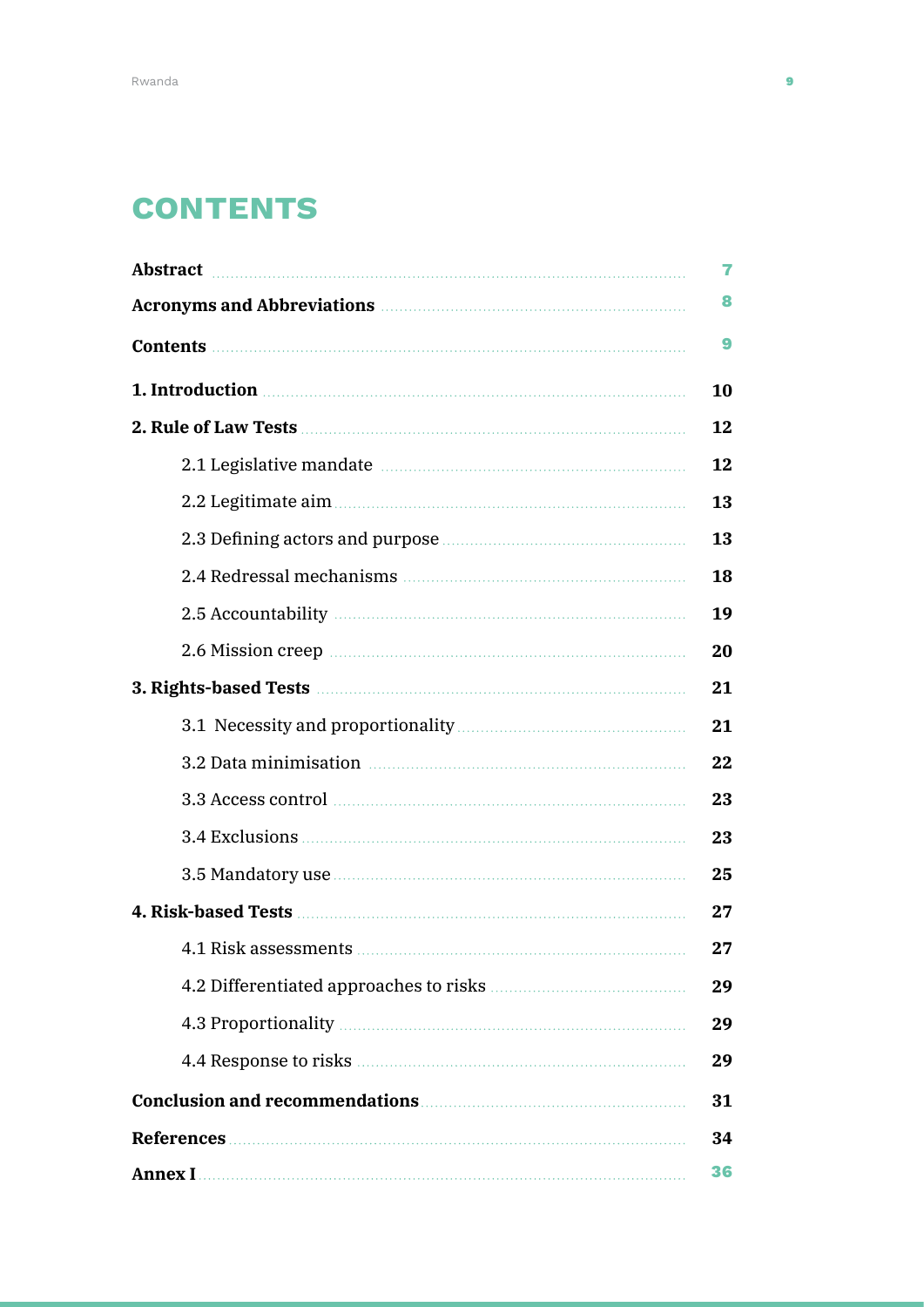# CONTENTS

| | |
|---|---|
| **Abstract** | 7 |
| **Acronyms and Abbreviations** | 8 |
| **Contents** | 9 |
| **1. Introduction** | **10** |
| **2. Rule of Law Tests** | **12** |
| 2.1 Legislative mandate | **12** |
| 2.2 Legitimate aim | **13** |
| 2.3 Defining actors and purpose | **13** |
| 2.4 Redressal mechanisms | **18** |
| 2.5 Accountability | **19** |
| 2.6 Mission creep | **20** |
| **3. Rights-based Tests** | **21** |
| 3.1 Necessity and proportionality | **21** |
| 3.2 Data minimisation | **22** |
| 3.3 Access control | **23** |
| 3.4 Exclusions | **23** |
| 3.5 Mandatory use | **25** |
| **4. Risk-based Tests** | **27** |
| 4.1 Risk assessments | **27** |
| 4.2 Differentiated approaches to risks | **29** |
| 4.3 Proportionality | **29** |
| 4.4 Response to risks | **29** |
| **Conclusion and recommendations** | **31** |
| **References** | **34** |
| **Annex I** | 36 |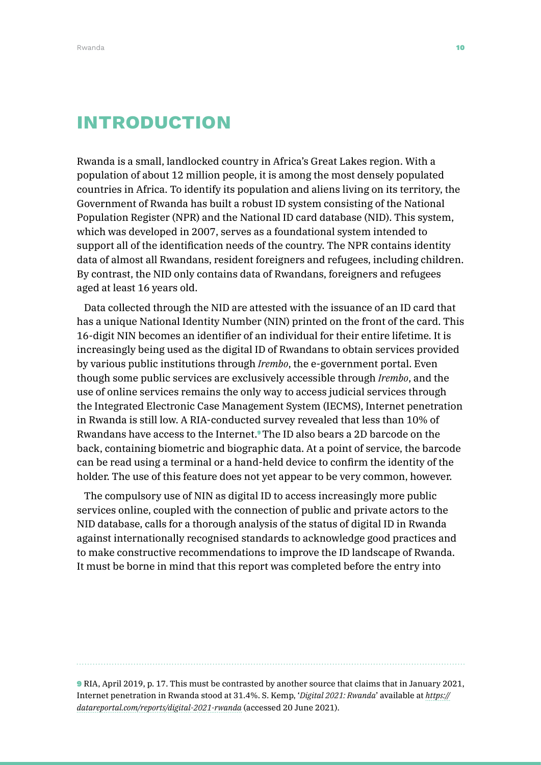# INTRODUCTION

Rwanda is a small, landlocked country in Africa's Great Lakes region. With a population of about 12 million people, it is among the most densely populated countries in Africa. To identify its population and aliens living on its territory, the Government of Rwanda has built a robust ID system consisting of the National Population Register (NPR) and the National ID card database (NID). This system, which was developed in 2007, serves as a foundational system intended to support all of the identification needs of the country. The NPR contains identity data of almost all Rwandans, resident foreigners and refugees, including children. By contrast, the NID only contains data of Rwandans, foreigners and refugees aged at least 16 years old.

Data collected through the NID are attested with the issuance of an ID card that has a unique National Identity Number (NIN) printed on the front of the card. This 16-digit NIN becomes an identifier of an individual for their entire lifetime. It is increasingly being used as the digital ID of Rwandans to obtain services provided by various public institutions through *Irembo*, the e-government portal. Even though some public services are exclusively accessible through *Irembo*, and the use of online services remains the only way to access judicial services through the Integrated Electronic Case Management System (IECMS), Internet penetration in Rwanda is still low. A RIA-conducted survey revealed that less than 10% of Rwandans have access to the Internet.[9] The ID also bears a 2D barcode on the back, containing biometric and biographic data. At a point of service, the barcode can be read using a terminal or a hand-held device to confirm the identity of the holder. The use of this feature does not yet appear to be very common, however.

The compulsory use of NIN as digital ID to access increasingly more public services online, coupled with the connection of public and private actors to the NID database, calls for a thorough analysis of the status of digital ID in Rwanda against internationally recognised standards to acknowledge good practices and to make constructive recommendations to improve the ID landscape of Rwanda. It must be borne in mind that this report was completed before the entry into

---

[9] RIA, April 2019, p. 17. This must be contrasted by another source that claims that in January 2021, Internet penetration in Rwanda stood at 31.4%. S. Kemp, '*Digital 2021: Rwanda*' available at *https://datareportal.com/reports/digital-2021-rwanda* (accessed 20 June 2021).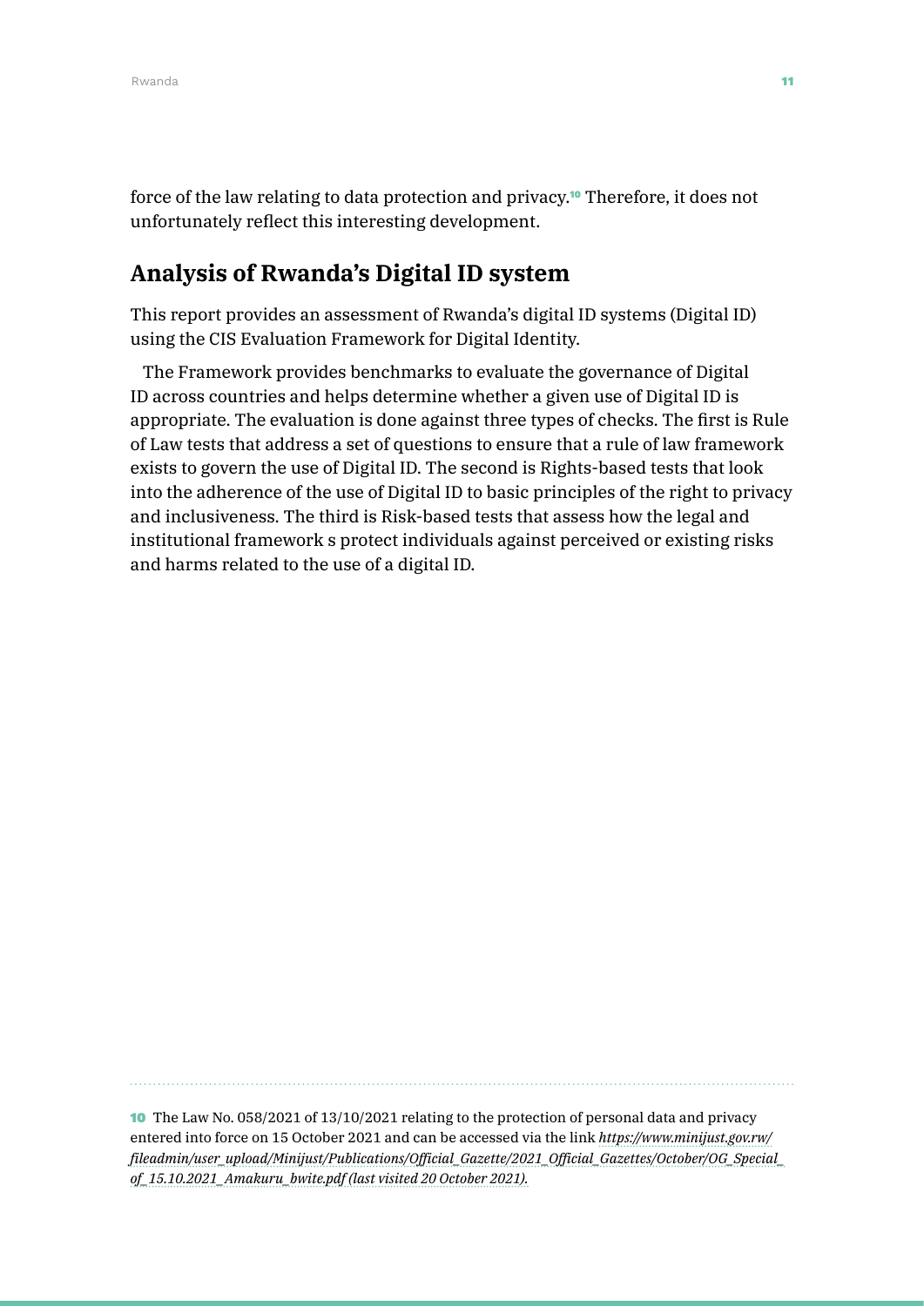force of the law relating to data protection and privacy.[10] Therefore, it does not unfortunately reflect this interesting development.

## Analysis of Rwanda's Digital ID system

This report provides an assessment of Rwanda's digital ID systems (Digital ID) using the CIS Evaluation Framework for Digital Identity.

The Framework provides benchmarks to evaluate the governance of Digital ID across countries and helps determine whether a given use of Digital ID is appropriate. The evaluation is done against three types of checks. The first is Rule of Law tests that address a set of questions to ensure that a rule of law framework exists to govern the use of Digital ID. The second is Rights-based tests that look into the adherence of the use of Digital ID to basic principles of the right to privacy and inclusiveness. The third is Risk-based tests that assess how the legal and institutional framework s protect individuals against perceived or existing risks and harms related to the use of a digital ID.

---

[10] The Law No. 058/2021 of 13/10/2021 relating to the protection of personal data and privacy entered into force on 15 October 2021 and can be accessed via the link *https://www.minijust.gov.rw/fileadmin/user_upload/Minijust/Publications/Official_Gazette/2021_Official_Gazettes/October/OG_Special_of_15.10.2021_Amakuru_bwite.pdf (last visited 20 October 2021).*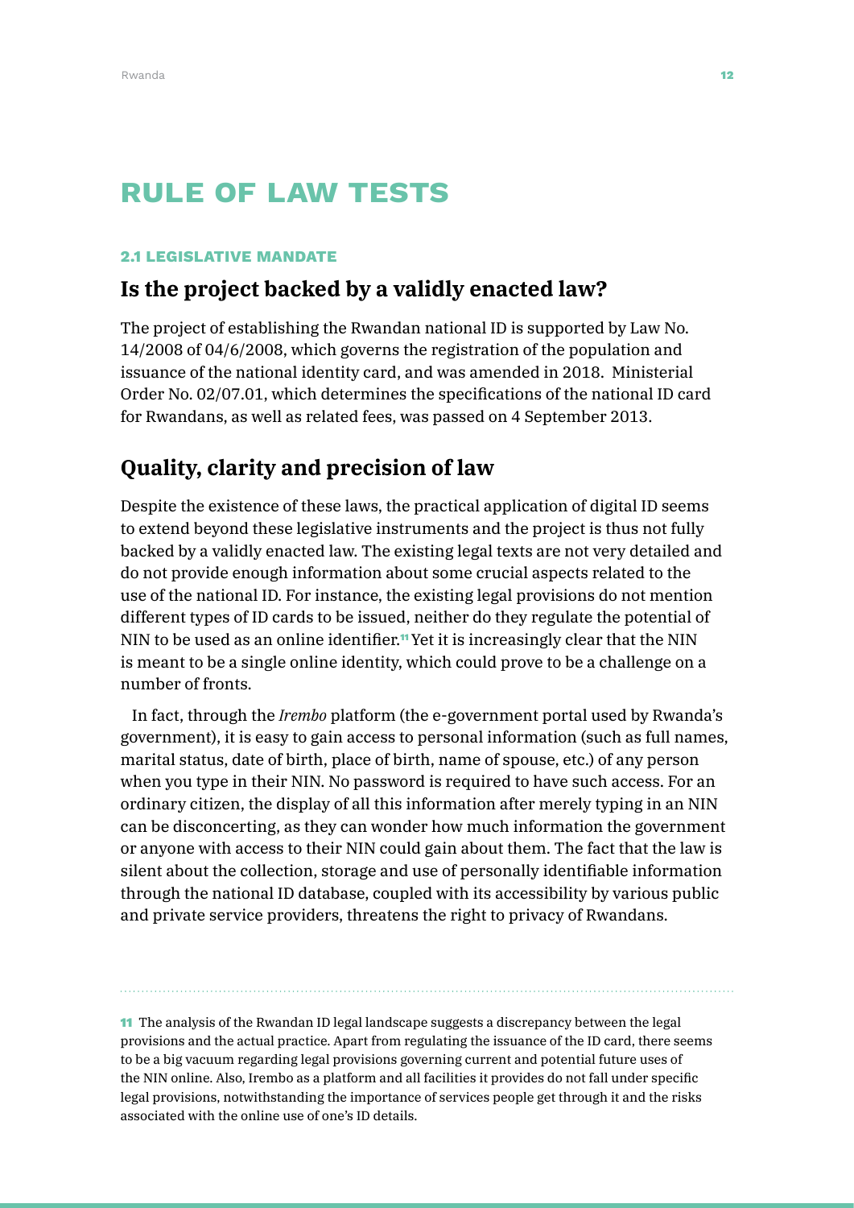# RULE OF LAW TESTS

### 2.1 LEGISLATIVE MANDATE

## Is the project backed by a validly enacted law?

The project of establishing the Rwandan national ID is supported by Law No. 14/2008 of 04/6/2008, which governs the registration of the population and issuance of the national identity card, and was amended in 2018. Ministerial Order No. 02/07.01, which determines the specifications of the national ID card for Rwandans, as well as related fees, was passed on 4 September 2013.

## Quality, clarity and precision of law

Despite the existence of these laws, the practical application of digital ID seems to extend beyond these legislative instruments and the project is thus not fully backed by a validly enacted law. The existing legal texts are not very detailed and do not provide enough information about some crucial aspects related to the use of the national ID. For instance, the existing legal provisions do not mention different types of ID cards to be issued, neither do they regulate the potential of NIN to be used as an online identifier.[11] Yet it is increasingly clear that the NIN is meant to be a single online identity, which could prove to be a challenge on a number of fronts.

In fact, through the *Irembo* platform (the e-government portal used by Rwanda's government), it is easy to gain access to personal information (such as full names, marital status, date of birth, place of birth, name of spouse, etc.) of any person when you type in their NIN. No password is required to have such access. For an ordinary citizen, the display of all this information after merely typing in an NIN can be disconcerting, as they can wonder how much information the government or anyone with access to their NIN could gain about them. The fact that the law is silent about the collection, storage and use of personally identifiable information through the national ID database, coupled with its accessibility by various public and private service providers, threatens the right to privacy of Rwandans.

---

[11] The analysis of the Rwandan ID legal landscape suggests a discrepancy between the legal provisions and the actual practice. Apart from regulating the issuance of the ID card, there seems to be a big vacuum regarding legal provisions governing current and potential future uses of the NIN online. Also, Irembo as a platform and all facilities it provides do not fall under specific legal provisions, notwithstanding the importance of services people get through it and the risks associated with the online use of one's ID details.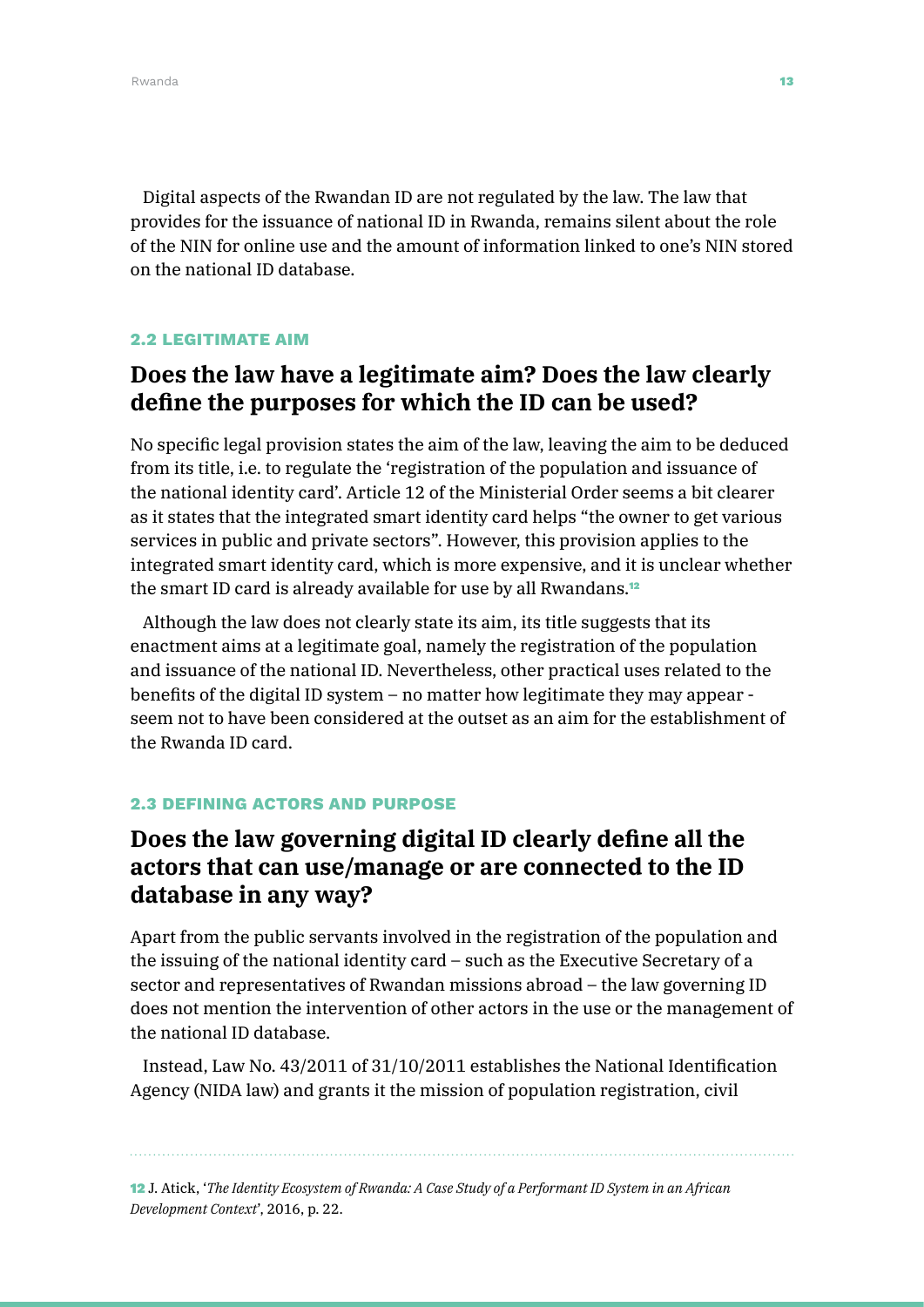Digital aspects of the Rwandan ID are not regulated by the law. The law that provides for the issuance of national ID in Rwanda, remains silent about the role of the NIN for online use and the amount of information linked to one's NIN stored on the national ID database.

### 2.2 LEGITIMATE AIM

## Does the law have a legitimate aim? Does the law clearly define the purposes for which the ID can be used?

No specific legal provision states the aim of the law, leaving the aim to be deduced from its title, i.e. to regulate the 'registration of the population and issuance of the national identity card'. Article 12 of the Ministerial Order seems a bit clearer as it states that the integrated smart identity card helps "the owner to get various services in public and private sectors". However, this provision applies to the integrated smart identity card, which is more expensive, and it is unclear whether the smart ID card is already available for use by all Rwandans.[12]

Although the law does not clearly state its aim, its title suggests that its enactment aims at a legitimate goal, namely the registration of the population and issuance of the national ID. Nevertheless, other practical uses related to the benefits of the digital ID system – no matter how legitimate they may appear - seem not to have been considered at the outset as an aim for the establishment of the Rwanda ID card.

### 2.3 DEFINING ACTORS AND PURPOSE

## Does the law governing digital ID clearly define all the actors that can use/manage or are connected to the ID database in any way?

Apart from the public servants involved in the registration of the population and the issuing of the national identity card – such as the Executive Secretary of a sector and representatives of Rwandan missions abroad – the law governing ID does not mention the intervention of other actors in the use or the management of the national ID database.

Instead, Law No. 43/2011 of 31/10/2011 establishes the National Identification Agency (NIDA law) and grants it the mission of population registration, civil

---

12 J. Atick, '*The Identity Ecosystem of Rwanda: A Case Study of a Performant ID System in an African Development Context*', 2016, p. 22.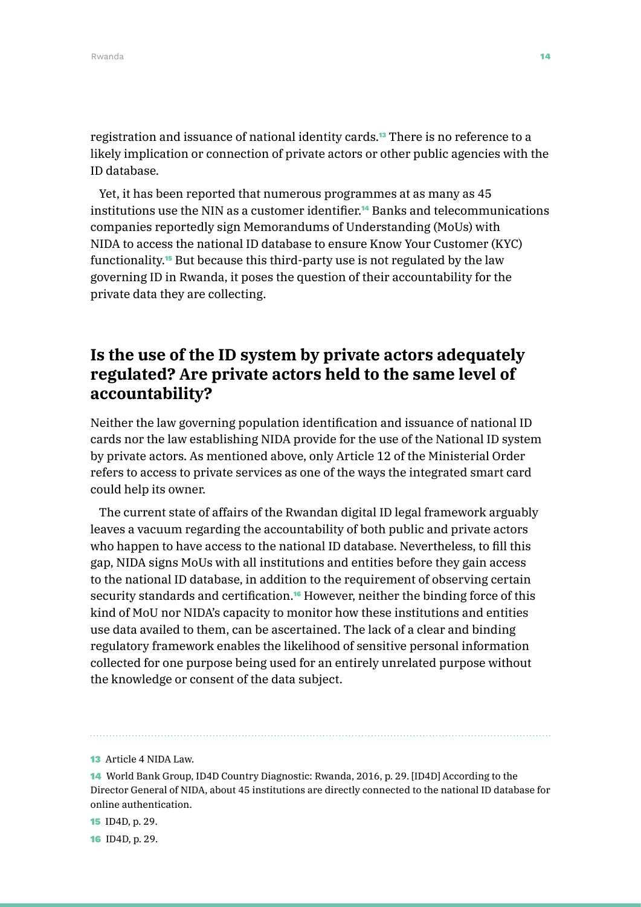registration and issuance of national identity cards.[13] There is no reference to a likely implication or connection of private actors or other public agencies with the ID database.

Yet, it has been reported that numerous programmes at as many as 45 institutions use the NIN as a customer identifier.[14] Banks and telecommunications companies reportedly sign Memorandums of Understanding (MoUs) with NIDA to access the national ID database to ensure Know Your Customer (KYC) functionality.[15] But because this third-party use is not regulated by the law governing ID in Rwanda, it poses the question of their accountability for the private data they are collecting.

## Is the use of the ID system by private actors adequately regulated? Are private actors held to the same level of accountability?

Neither the law governing population identification and issuance of national ID cards nor the law establishing NIDA provide for the use of the National ID system by private actors. As mentioned above, only Article 12 of the Ministerial Order refers to access to private services as one of the ways the integrated smart card could help its owner.

The current state of affairs of the Rwandan digital ID legal framework arguably leaves a vacuum regarding the accountability of both public and private actors who happen to have access to the national ID database. Nevertheless, to fill this gap, NIDA signs MoUs with all institutions and entities before they gain access to the national ID database, in addition to the requirement of observing certain security standards and certification.[16] However, neither the binding force of this kind of MoU nor NIDA's capacity to monitor how these institutions and entities use data availed to them, can be ascertained. The lack of a clear and binding regulatory framework enables the likelihood of sensitive personal information collected for one purpose being used for an entirely unrelated purpose without the knowledge or consent of the data subject.

---

[13] Article 4 NIDA Law.

[14] World Bank Group, ID4D Country Diagnostic: Rwanda, 2016, p. 29. [ID4D] According to the Director General of NIDA, about 45 institutions are directly connected to the national ID database for online authentication.

[15] ID4D, p. 29.

[16] ID4D, p. 29.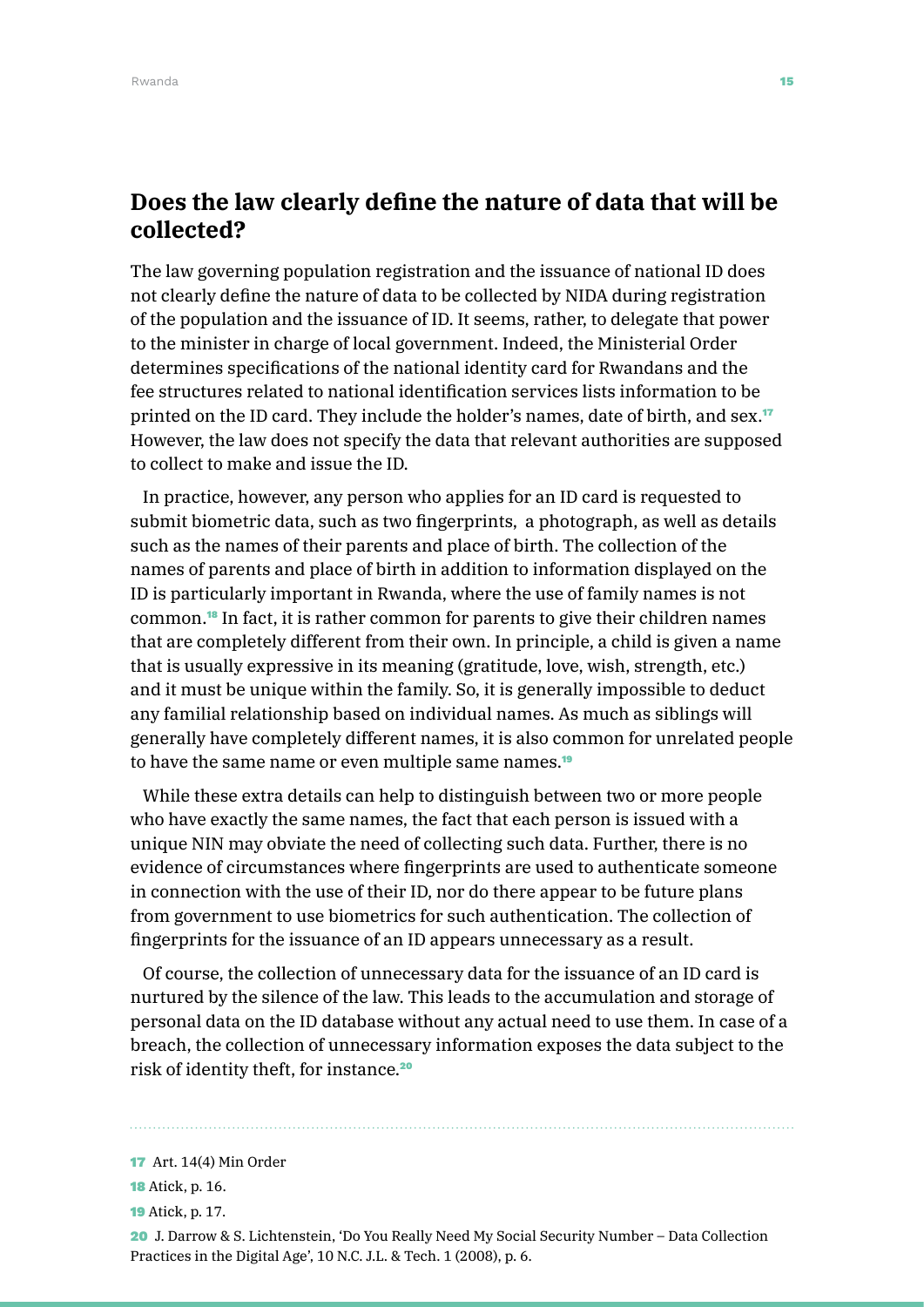## Does the law clearly define the nature of data that will be collected?

The law governing population registration and the issuance of national ID does not clearly define the nature of data to be collected by NIDA during registration of the population and the issuance of ID. It seems, rather, to delegate that power to the minister in charge of local government. Indeed, the Ministerial Order determines specifications of the national identity card for Rwandans and the fee structures related to national identification services lists information to be printed on the ID card. They include the holder's names, date of birth, and sex.[17] However, the law does not specify the data that relevant authorities are supposed to collect to make and issue the ID.

In practice, however, any person who applies for an ID card is requested to submit biometric data, such as two fingerprints, a photograph, as well as details such as the names of their parents and place of birth. The collection of the names of parents and place of birth in addition to information displayed on the ID is particularly important in Rwanda, where the use of family names is not common.[18] In fact, it is rather common for parents to give their children names that are completely different from their own. In principle, a child is given a name that is usually expressive in its meaning (gratitude, love, wish, strength, etc.) and it must be unique within the family. So, it is generally impossible to deduct any familial relationship based on individual names. As much as siblings will generally have completely different names, it is also common for unrelated people to have the same name or even multiple same names.[19]

While these extra details can help to distinguish between two or more people who have exactly the same names, the fact that each person is issued with a unique NIN may obviate the need of collecting such data. Further, there is no evidence of circumstances where fingerprints are used to authenticate someone in connection with the use of their ID, nor do there appear to be future plans from government to use biometrics for such authentication. The collection of fingerprints for the issuance of an ID appears unnecessary as a result.

Of course, the collection of unnecessary data for the issuance of an ID card is nurtured by the silence of the law. This leads to the accumulation and storage of personal data on the ID database without any actual need to use them. In case of a breach, the collection of unnecessary information exposes the data subject to the risk of identity theft, for instance.[20]

---

[17] Art. 14(4) Min Order

[18] Atick, p. 16.

[19] Atick, p. 17.

[20] J. Darrow & S. Lichtenstein, 'Do You Really Need My Social Security Number – Data Collection Practices in the Digital Age', 10 N.C. J.L. & Tech. 1 (2008), p. 6.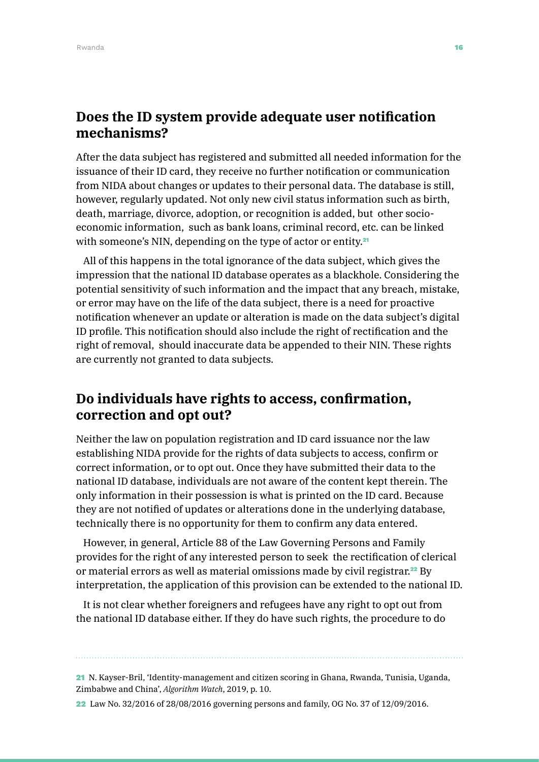## Does the ID system provide adequate user notification mechanisms?

After the data subject has registered and submitted all needed information for the issuance of their ID card, they receive no further notification or communication from NIDA about changes or updates to their personal data. The database is still, however, regularly updated. Not only new civil status information such as birth, death, marriage, divorce, adoption, or recognition is added, but other socio-economic information, such as bank loans, criminal record, etc. can be linked with someone's NIN, depending on the type of actor or entity.[21]

All of this happens in the total ignorance of the data subject, which gives the impression that the national ID database operates as a blackhole. Considering the potential sensitivity of such information and the impact that any breach, mistake, or error may have on the life of the data subject, there is a need for proactive notification whenever an update or alteration is made on the data subject's digital ID profile. This notification should also include the right of rectification and the right of removal, should inaccurate data be appended to their NIN. These rights are currently not granted to data subjects.

## Do individuals have rights to access, confirmation, correction and opt out?

Neither the law on population registration and ID card issuance nor the law establishing NIDA provide for the rights of data subjects to access, confirm or correct information, or to opt out. Once they have submitted their data to the national ID database, individuals are not aware of the content kept therein. The only information in their possession is what is printed on the ID card. Because they are not notified of updates or alterations done in the underlying database, technically there is no opportunity for them to confirm any data entered.

However, in general, Article 88 of the Law Governing Persons and Family provides for the right of any interested person to seek the rectification of clerical or material errors as well as material omissions made by civil registrar.[22] By interpretation, the application of this provision can be extended to the national ID.

It is not clear whether foreigners and refugees have any right to opt out from the national ID database either. If they do have such rights, the procedure to do

---

[21] N. Kayser-Bril, 'Identity-management and citizen scoring in Ghana, Rwanda, Tunisia, Uganda, Zimbabwe and China', *Algorithm Watch*, 2019, p. 10.

[22] Law No. 32/2016 of 28/08/2016 governing persons and family, OG No. 37 of 12/09/2016.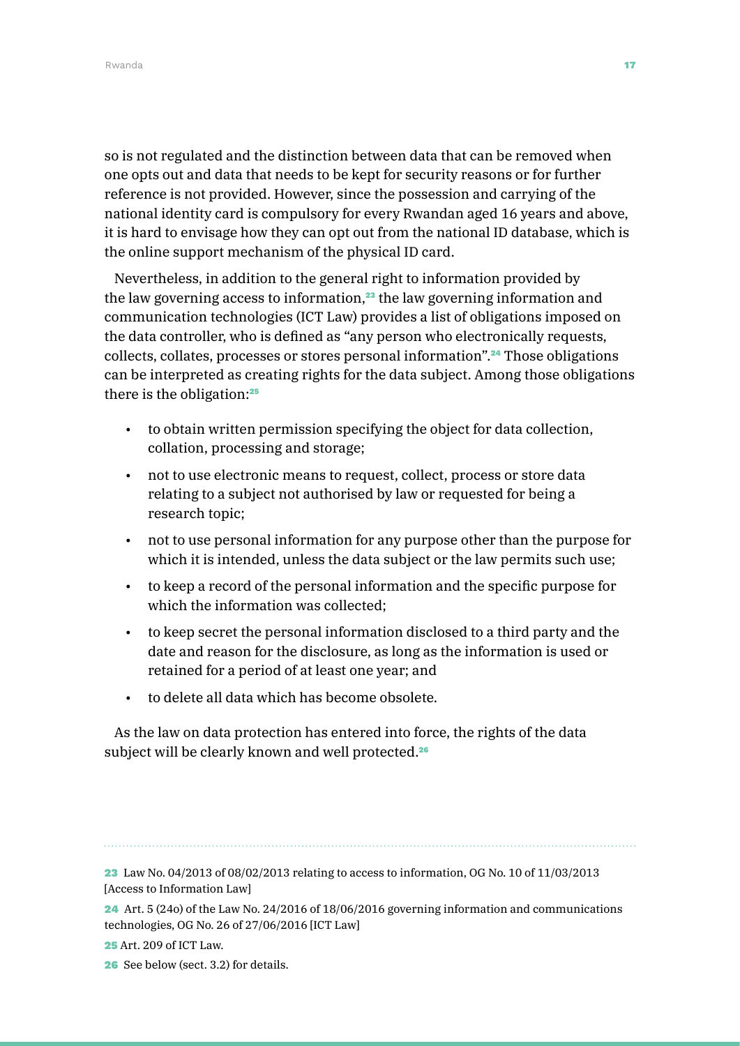so is not regulated and the distinction between data that can be removed when one opts out and data that needs to be kept for security reasons or for further reference is not provided. However, since the possession and carrying of the national identity card is compulsory for every Rwandan aged 16 years and above, it is hard to envisage how they can opt out from the national ID database, which is the online support mechanism of the physical ID card.

Nevertheless, in addition to the general right to information provided by the law governing access to information,[23] the law governing information and communication technologies (ICT Law) provides a list of obligations imposed on the data controller, who is defined as "any person who electronically requests, collects, collates, processes or stores personal information".[24] Those obligations can be interpreted as creating rights for the data subject. Among those obligations there is the obligation:[25]

- to obtain written permission specifying the object for data collection, collation, processing and storage;
- not to use electronic means to request, collect, process or store data relating to a subject not authorised by law or requested for being a research topic;
- not to use personal information for any purpose other than the purpose for which it is intended, unless the data subject or the law permits such use;
- to keep a record of the personal information and the specific purpose for which the information was collected;
- to keep secret the personal information disclosed to a third party and the date and reason for the disclosure, as long as the information is used or retained for a period of at least one year; and
- to delete all data which has become obsolete.

As the law on data protection has entered into force, the rights of the data subject will be clearly known and well protected.[26]

---

23 Law No. 04/2013 of 08/02/2013 relating to access to information, OG No. 10 of 11/03/2013 [Access to Information Law]

24 Art. 5 (24o) of the Law No. 24/2016 of 18/06/2016 governing information and communications technologies, OG No. 26 of 27/06/2016 [ICT Law]

25 Art. 209 of ICT Law.

26 See below (sect. 3.2) for details.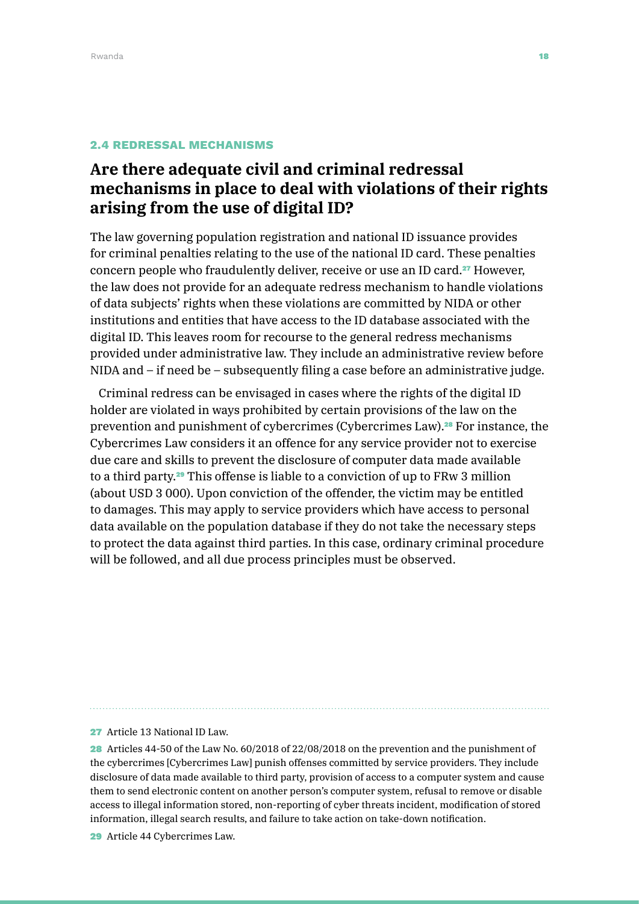### 2.4 REDRESSAL MECHANISMS

## Are there adequate civil and criminal redressal mechanisms in place to deal with violations of their rights arising from the use of digital ID?

The law governing population registration and national ID issuance provides for criminal penalties relating to the use of the national ID card. These penalties concern people who fraudulently deliver, receive or use an ID card.[27] However, the law does not provide for an adequate redress mechanism to handle violations of data subjects' rights when these violations are committed by NIDA or other institutions and entities that have access to the ID database associated with the digital ID. This leaves room for recourse to the general redress mechanisms provided under administrative law. They include an administrative review before NIDA and – if need be – subsequently filing a case before an administrative judge.

Criminal redress can be envisaged in cases where the rights of the digital ID holder are violated in ways prohibited by certain provisions of the law on the prevention and punishment of cybercrimes (Cybercrimes Law).[28] For instance, the Cybercrimes Law considers it an offence for any service provider not to exercise due care and skills to prevent the disclosure of computer data made available to a third party.[29] This offense is liable to a conviction of up to FRw 3 million (about USD 3 000). Upon conviction of the offender, the victim may be entitled to damages. This may apply to service providers which have access to personal data available on the population database if they do not take the necessary steps to protect the data against third parties. In this case, ordinary criminal procedure will be followed, and all due process principles must be observed.

---

27 Article 13 National ID Law.

28 Articles 44-50 of the Law No. 60/2018 of 22/08/2018 on the prevention and the punishment of the cybercrimes [Cybercrimes Law] punish offenses committed by service providers. They include disclosure of data made available to third party, provision of access to a computer system and cause them to send electronic content on another person's computer system, refusal to remove or disable access to illegal information stored, non-reporting of cyber threats incident, modification of stored information, illegal search results, and failure to take action on take-down notification.

29 Article 44 Cybercrimes Law.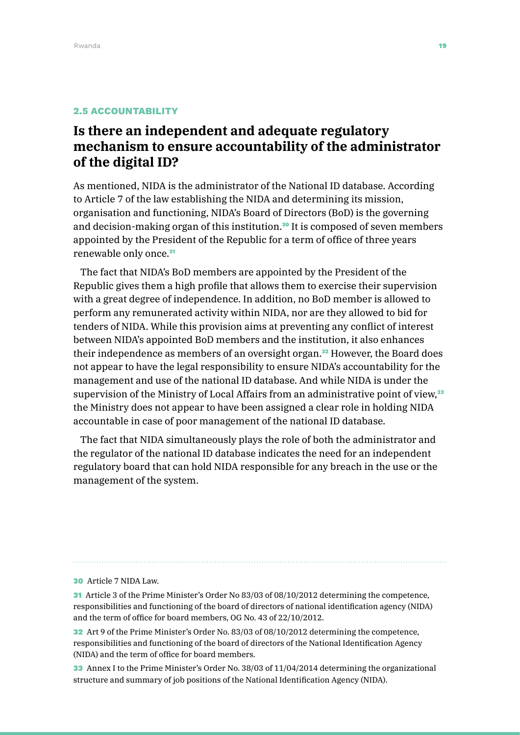### 2.5 ACCOUNTABILITY

## Is there an independent and adequate regulatory mechanism to ensure accountability of the administrator of the digital ID?

As mentioned, NIDA is the administrator of the National ID database. According to Article 7 of the law establishing the NIDA and determining its mission, organisation and functioning, NIDA's Board of Directors (BoD) is the governing and decision-making organ of this institution.[30] It is composed of seven members appointed by the President of the Republic for a term of office of three years renewable only once.[31]

The fact that NIDA's BoD members are appointed by the President of the Republic gives them a high profile that allows them to exercise their supervision with a great degree of independence. In addition, no BoD member is allowed to perform any remunerated activity within NIDA, nor are they allowed to bid for tenders of NIDA. While this provision aims at preventing any conflict of interest between NIDA's appointed BoD members and the institution, it also enhances their independence as members of an oversight organ.[32] However, the Board does not appear to have the legal responsibility to ensure NIDA's accountability for the management and use of the national ID database. And while NIDA is under the supervision of the Ministry of Local Affairs from an administrative point of view,[33] the Ministry does not appear to have been assigned a clear role in holding NIDA accountable in case of poor management of the national ID database.

The fact that NIDA simultaneously plays the role of both the administrator and the regulator of the national ID database indicates the need for an independent regulatory board that can hold NIDA responsible for any breach in the use or the management of the system.

---

30 Article 7 NIDA Law.

31 Article 3 of the Prime Minister's Order No 83/03 of 08/10/2012 determining the competence, responsibilities and functioning of the board of directors of national identification agency (NIDA) and the term of office for board members, OG No. 43 of 22/10/2012.

32 Art 9 of the Prime Minister's Order No. 83/03 of 08/10/2012 determining the competence, responsibilities and functioning of the board of directors of the National Identification Agency (NIDA) and the term of office for board members.

33 Annex I to the Prime Minister's Order No. 38/03 of 11/04/2014 determining the organizational structure and summary of job positions of the National Identification Agency (NIDA).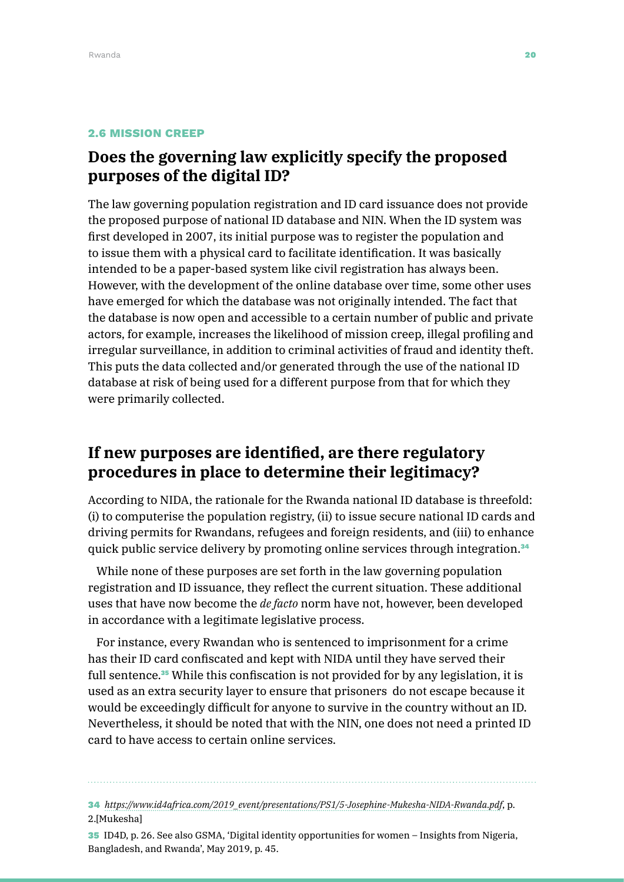### 2.6 MISSION CREEP

## Does the governing law explicitly specify the proposed purposes of the digital ID?

The law governing population registration and ID card issuance does not provide the proposed purpose of national ID database and NIN. When the ID system was first developed in 2007, its initial purpose was to register the population and to issue them with a physical card to facilitate identification. It was basically intended to be a paper-based system like civil registration has always been. However, with the development of the online database over time, some other uses have emerged for which the database was not originally intended. The fact that the database is now open and accessible to a certain number of public and private actors, for example, increases the likelihood of mission creep, illegal profiling and irregular surveillance, in addition to criminal activities of fraud and identity theft. This puts the data collected and/or generated through the use of the national ID database at risk of being used for a different purpose from that for which they were primarily collected.

## If new purposes are identified, are there regulatory procedures in place to determine their legitimacy?

According to NIDA, the rationale for the Rwanda national ID database is threefold: (i) to computerise the population registry, (ii) to issue secure national ID cards and driving permits for Rwandans, refugees and foreign residents, and (iii) to enhance quick public service delivery by promoting online services through integration.[34]

While none of these purposes are set forth in the law governing population registration and ID issuance, they reflect the current situation. These additional uses that have now become the *de facto* norm have not, however, been developed in accordance with a legitimate legislative process.

For instance, every Rwandan who is sentenced to imprisonment for a crime has their ID card confiscated and kept with NIDA until they have served their full sentence.[35] While this confiscation is not provided for by any legislation, it is used as an extra security layer to ensure that prisoners do not escape because it would be exceedingly difficult for anyone to survive in the country without an ID. Nevertheless, it should be noted that with the NIN, one does not need a printed ID card to have access to certain online services.

---

34 *https://www.id4africa.com/2019_event/presentations/PS1/5-Josephine-Mukesha-NIDA-Rwanda.pdf*, p. 2.[Mukesha]

35 ID4D, p. 26. See also GSMA, 'Digital identity opportunities for women – Insights from Nigeria, Bangladesh, and Rwanda', May 2019, p. 45.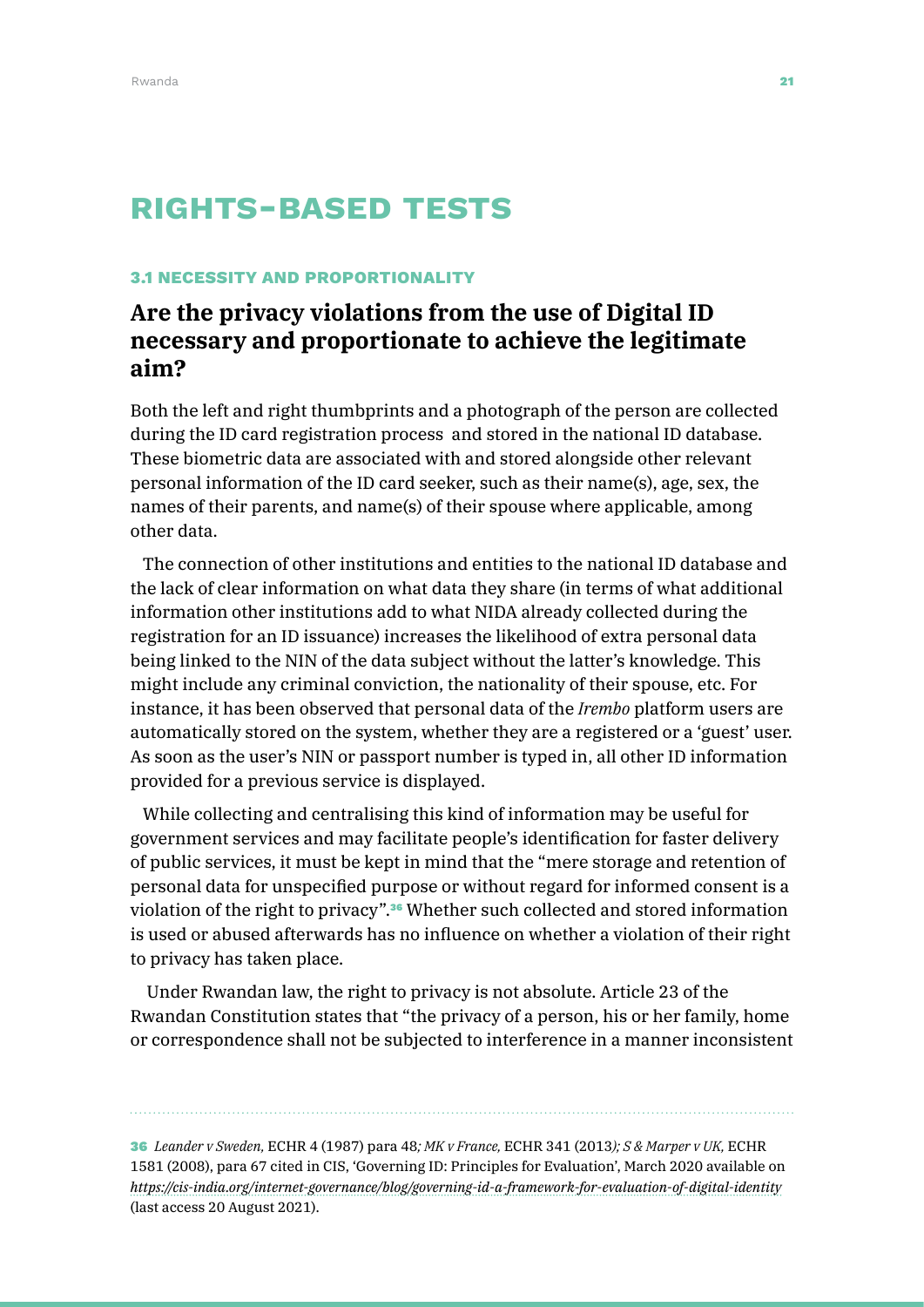# RIGHTS-BASED TESTS

## 3.1 NECESSITY AND PROPORTIONALITY

### Are the privacy violations from the use of Digital ID necessary and proportionate to achieve the legitimate aim?

Both the left and right thumbprints and a photograph of the person are collected during the ID card registration process and stored in the national ID database. These biometric data are associated with and stored alongside other relevant personal information of the ID card seeker, such as their name(s), age, sex, the names of their parents, and name(s) of their spouse where applicable, among other data.

The connection of other institutions and entities to the national ID database and the lack of clear information on what data they share (in terms of what additional information other institutions add to what NIDA already collected during the registration for an ID issuance) increases the likelihood of extra personal data being linked to the NIN of the data subject without the latter's knowledge. This might include any criminal conviction, the nationality of their spouse, etc. For instance, it has been observed that personal data of the *Irembo* platform users are automatically stored on the system, whether they are a registered or a 'guest' user. As soon as the user's NIN or passport number is typed in, all other ID information provided for a previous service is displayed.

While collecting and centralising this kind of information may be useful for government services and may facilitate people's identification for faster delivery of public services, it must be kept in mind that the "mere storage and retention of personal data for unspecified purpose or without regard for informed consent is a violation of the right to privacy".[36] Whether such collected and stored information is used or abused afterwards has no influence on whether a violation of their right to privacy has taken place.

Under Rwandan law, the right to privacy is not absolute. Article 23 of the Rwandan Constitution states that "the privacy of a person, his or her family, home or correspondence shall not be subjected to interference in a manner inconsistent

---

[36] *Leander v Sweden,* ECHR 4 (1987) para 48*; MK v France,* ECHR 341 (2013*); S & Marper v UK,* ECHR 1581 (2008), para 67 cited in CIS, 'Governing ID: Principles for Evaluation', March 2020 available on *https://cis-india.org/internet-governance/blog/governing-id-a-framework-for-evaluation-of-digital-identity* (last access 20 August 2021).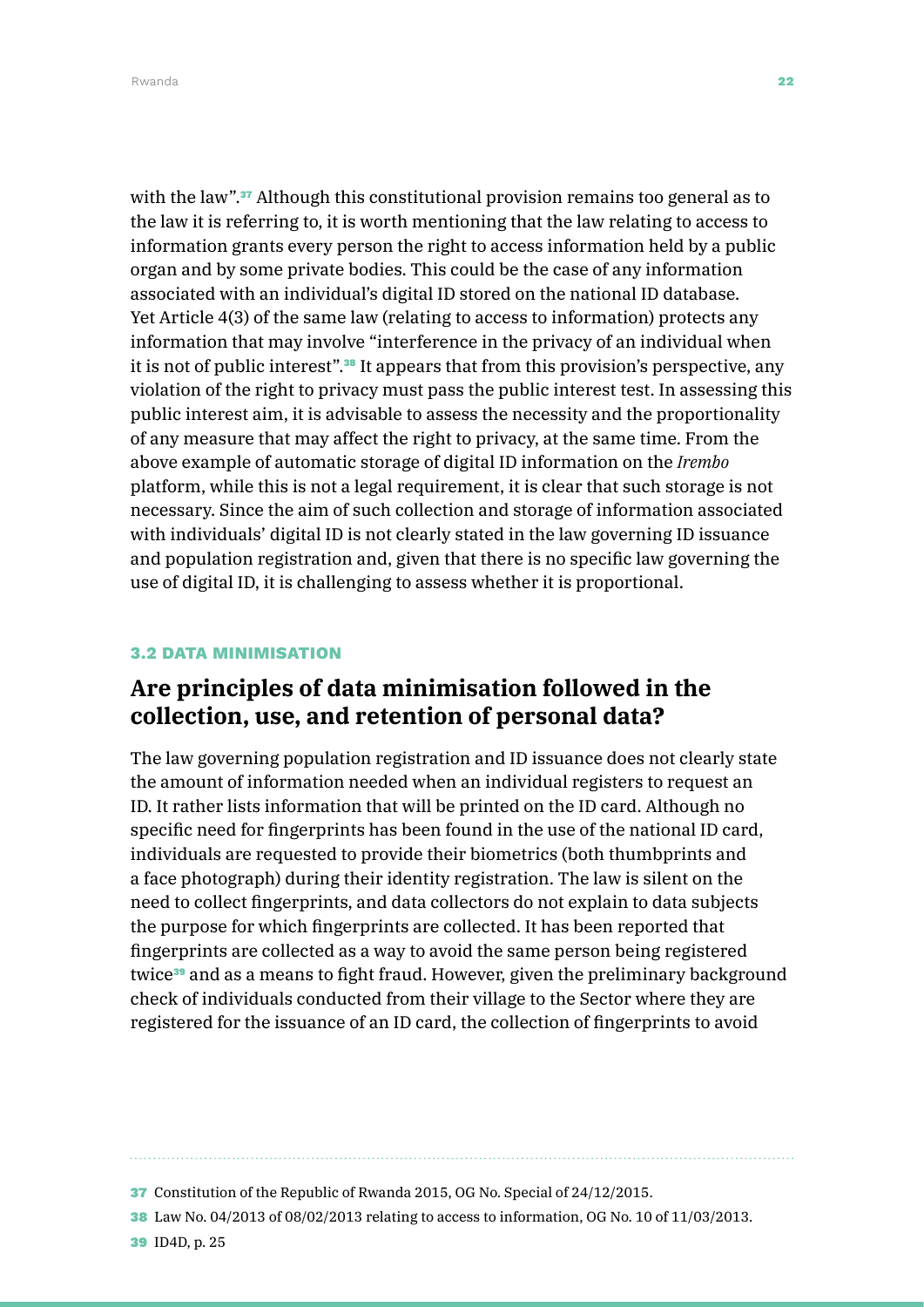with the law".[37] Although this constitutional provision remains too general as to the law it is referring to, it is worth mentioning that the law relating to access to information grants every person the right to access information held by a public organ and by some private bodies. This could be the case of any information associated with an individual's digital ID stored on the national ID database. Yet Article 4(3) of the same law (relating to access to information) protects any information that may involve "interference in the privacy of an individual when it is not of public interest".[38] It appears that from this provision's perspective, any violation of the right to privacy must pass the public interest test. In assessing this public interest aim, it is advisable to assess the necessity and the proportionality of any measure that may affect the right to privacy, at the same time. From the above example of automatic storage of digital ID information on the *Irembo* platform, while this is not a legal requirement, it is clear that such storage is not necessary. Since the aim of such collection and storage of information associated with individuals' digital ID is not clearly stated in the law governing ID issuance and population registration and, given that there is no specific law governing the use of digital ID, it is challenging to assess whether it is proportional.

### 3.2 DATA MINIMISATION

## Are principles of data minimisation followed in the collection, use, and retention of personal data?

The law governing population registration and ID issuance does not clearly state the amount of information needed when an individual registers to request an ID. It rather lists information that will be printed on the ID card. Although no specific need for fingerprints has been found in the use of the national ID card, individuals are requested to provide their biometrics (both thumbprints and a face photograph) during their identity registration. The law is silent on the need to collect fingerprints, and data collectors do not explain to data subjects the purpose for which fingerprints are collected. It has been reported that fingerprints are collected as a way to avoid the same person being registered twice[39] and as a means to fight fraud. However, given the preliminary background check of individuals conducted from their village to the Sector where they are registered for the issuance of an ID card, the collection of fingerprints to avoid

---

[37] Constitution of the Republic of Rwanda 2015, OG No. Special of 24/12/2015.

[38] Law No. 04/2013 of 08/02/2013 relating to access to information, OG No. 10 of 11/03/2013.

[39] ID4D, p. 25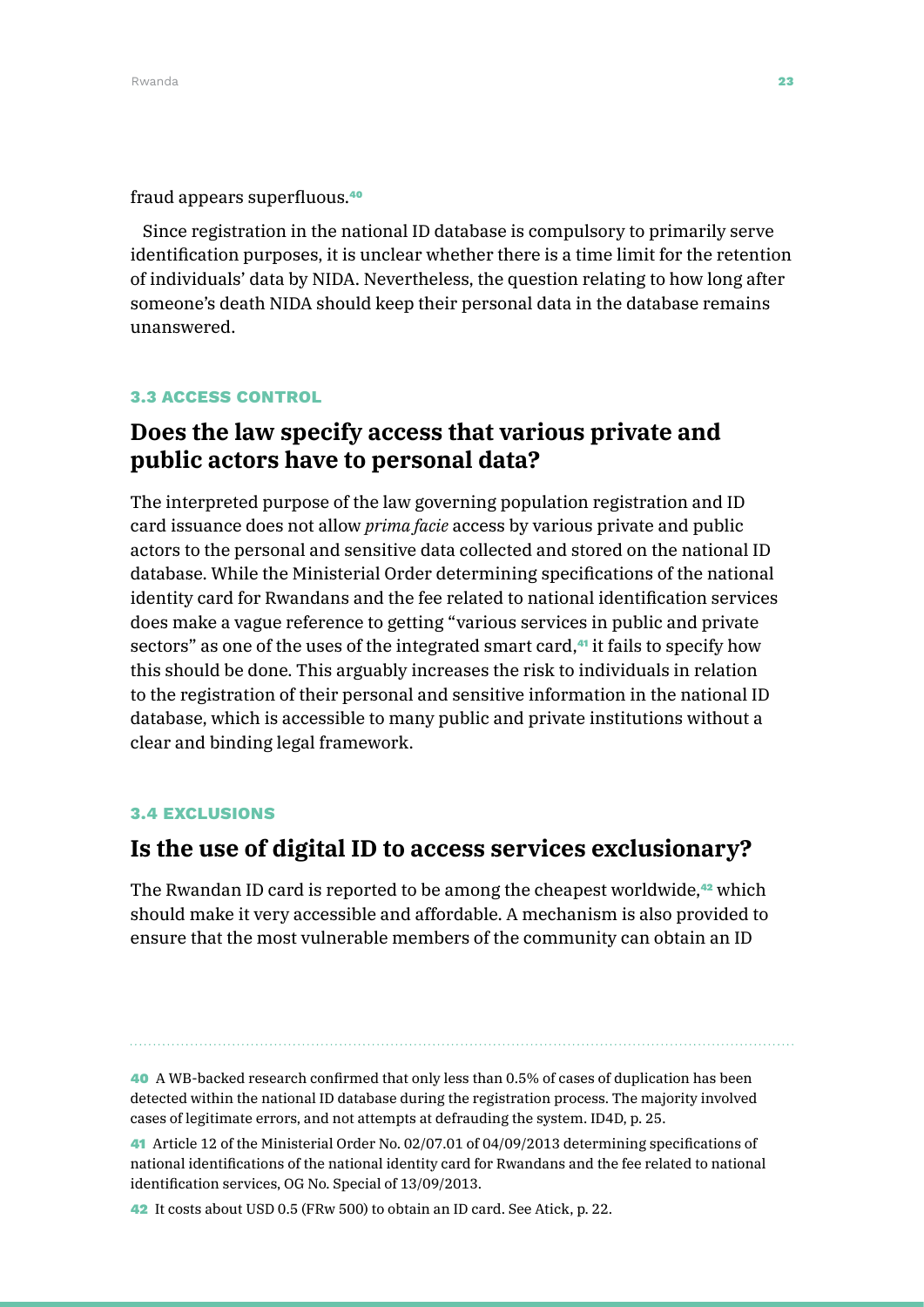fraud appears superfluous.[40]

Since registration in the national ID database is compulsory to primarily serve identification purposes, it is unclear whether there is a time limit for the retention of individuals' data by NIDA. Nevertheless, the question relating to how long after someone's death NIDA should keep their personal data in the database remains unanswered.

### 3.3 ACCESS CONTROL

## Does the law specify access that various private and public actors have to personal data?

The interpreted purpose of the law governing population registration and ID card issuance does not allow *prima facie* access by various private and public actors to the personal and sensitive data collected and stored on the national ID database. While the Ministerial Order determining specifications of the national identity card for Rwandans and the fee related to national identification services does make a vague reference to getting "various services in public and private sectors" as one of the uses of the integrated smart card,[41] it fails to specify how this should be done. This arguably increases the risk to individuals in relation to the registration of their personal and sensitive information in the national ID database, which is accessible to many public and private institutions without a clear and binding legal framework.

### 3.4 EXCLUSIONS

## Is the use of digital ID to access services exclusionary?

The Rwandan ID card is reported to be among the cheapest worldwide,[42] which should make it very accessible and affordable. A mechanism is also provided to ensure that the most vulnerable members of the community can obtain an ID

---

40 A WB-backed research confirmed that only less than 0.5% of cases of duplication has been detected within the national ID database during the registration process. The majority involved cases of legitimate errors, and not attempts at defrauding the system. ID4D, p. 25.

41 Article 12 of the Ministerial Order No. 02/07.01 of 04/09/2013 determining specifications of national identifications of the national identity card for Rwandans and the fee related to national identification services, OG No. Special of 13/09/2013.

42 It costs about USD 0.5 (FRw 500) to obtain an ID card. See Atick, p. 22.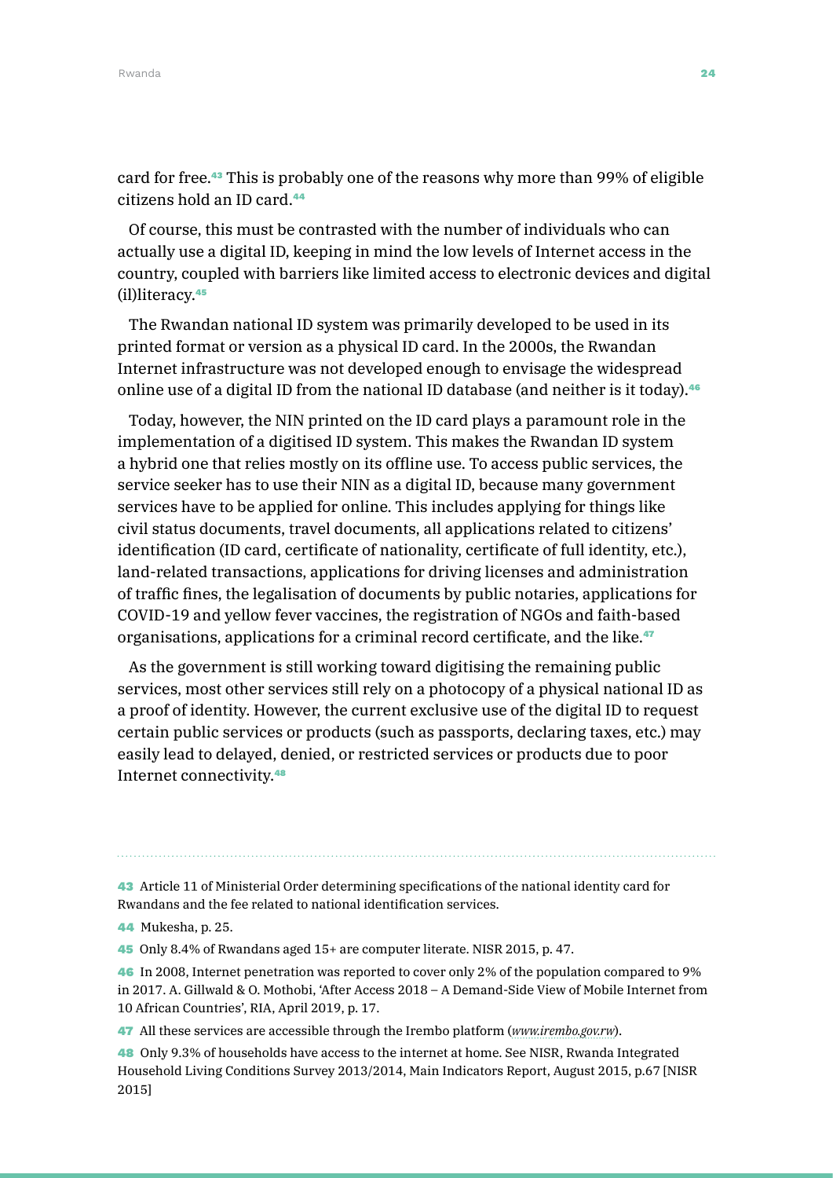card for free.[43] This is probably one of the reasons why more than 99% of eligible citizens hold an ID card.[44]

Of course, this must be contrasted with the number of individuals who can actually use a digital ID, keeping in mind the low levels of Internet access in the country, coupled with barriers like limited access to electronic devices and digital (il)literacy.[45]

The Rwandan national ID system was primarily developed to be used in its printed format or version as a physical ID card. In the 2000s, the Rwandan Internet infrastructure was not developed enough to envisage the widespread online use of a digital ID from the national ID database (and neither is it today).[46]

Today, however, the NIN printed on the ID card plays a paramount role in the implementation of a digitised ID system. This makes the Rwandan ID system a hybrid one that relies mostly on its offline use. To access public services, the service seeker has to use their NIN as a digital ID, because many government services have to be applied for online. This includes applying for things like civil status documents, travel documents, all applications related to citizens' identification (ID card, certificate of nationality, certificate of full identity, etc.), land-related transactions, applications for driving licenses and administration of traffic fines, the legalisation of documents by public notaries, applications for COVID-19 and yellow fever vaccines, the registration of NGOs and faith-based organisations, applications for a criminal record certificate, and the like.[47]

As the government is still working toward digitising the remaining public services, most other services still rely on a photocopy of a physical national ID as a proof of identity. However, the current exclusive use of the digital ID to request certain public services or products (such as passports, declaring taxes, etc.) may easily lead to delayed, denied, or restricted services or products due to poor Internet connectivity.[48]

---

43 Article 11 of Ministerial Order determining specifications of the national identity card for Rwandans and the fee related to national identification services.

44 Mukesha, p. 25.

45 Only 8.4% of Rwandans aged 15+ are computer literate. NISR 2015, p. 47.

46 In 2008, Internet penetration was reported to cover only 2% of the population compared to 9% in 2017. A. Gillwald & O. Mothobi, 'After Access 2018 – A Demand-Side View of Mobile Internet from 10 African Countries', RIA, April 2019, p. 17.

47 All these services are accessible through the Irembo platform (*www.irembo.gov.rw*).

48 Only 9.3% of households have access to the internet at home. See NISR, Rwanda Integrated Household Living Conditions Survey 2013/2014, Main Indicators Report, August 2015, p.67 [NISR 2015]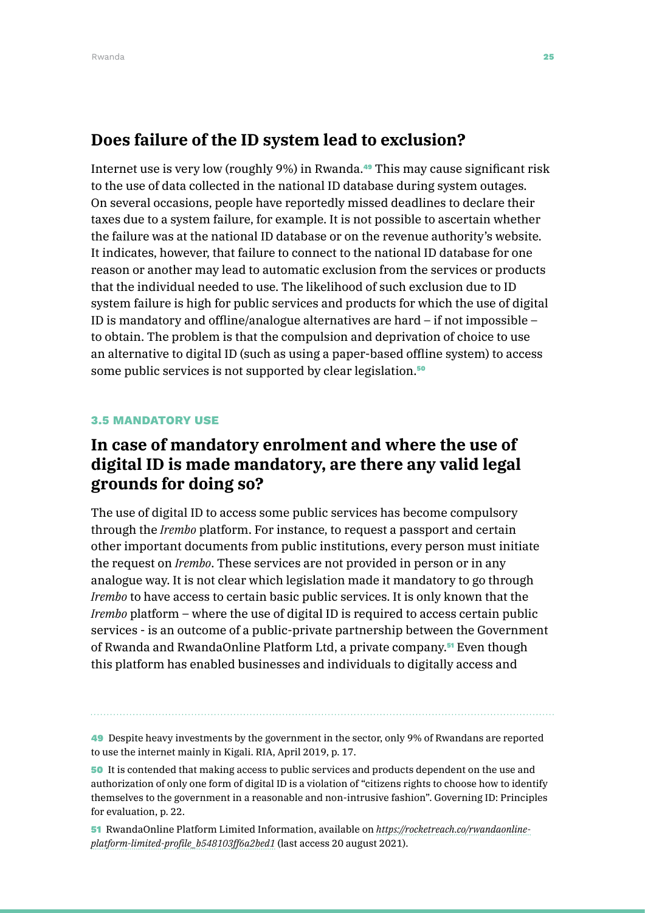## Does failure of the ID system lead to exclusion?

Internet use is very low (roughly 9%) in Rwanda.[49] This may cause significant risk to the use of data collected in the national ID database during system outages. On several occasions, people have reportedly missed deadlines to declare their taxes due to a system failure, for example. It is not possible to ascertain whether the failure was at the national ID database or on the revenue authority's website. It indicates, however, that failure to connect to the national ID database for one reason or another may lead to automatic exclusion from the services or products that the individual needed to use. The likelihood of such exclusion due to ID system failure is high for public services and products for which the use of digital ID is mandatory and offline/analogue alternatives are hard – if not impossible – to obtain. The problem is that the compulsion and deprivation of choice to use an alternative to digital ID (such as using a paper-based offline system) to access some public services is not supported by clear legislation.[50]

### 3.5 MANDATORY USE

## In case of mandatory enrolment and where the use of digital ID is made mandatory, are there any valid legal grounds for doing so?

The use of digital ID to access some public services has become compulsory through the *Irembo* platform. For instance, to request a passport and certain other important documents from public institutions, every person must initiate the request on *Irembo*. These services are not provided in person or in any analogue way. It is not clear which legislation made it mandatory to go through *Irembo* to have access to certain basic public services. It is only known that the *Irembo* platform – where the use of digital ID is required to access certain public services - is an outcome of a public-private partnership between the Government of Rwanda and RwandaOnline Platform Ltd, a private company.[51] Even though this platform has enabled businesses and individuals to digitally access and

---

[49] Despite heavy investments by the government in the sector, only 9% of Rwandans are reported to use the internet mainly in Kigali. RIA, April 2019, p. 17.

[50] It is contended that making access to public services and products dependent on the use and authorization of only one form of digital ID is a violation of "citizens rights to choose how to identify themselves to the government in a reasonable and non-intrusive fashion". Governing ID: Principles for evaluation, p. 22.

[51] RwandaOnline Platform Limited Information, available on *https://rocketreach.co/rwandaonline-platform-limited-profile_b548103ff6a2bed1* (last access 20 august 2021).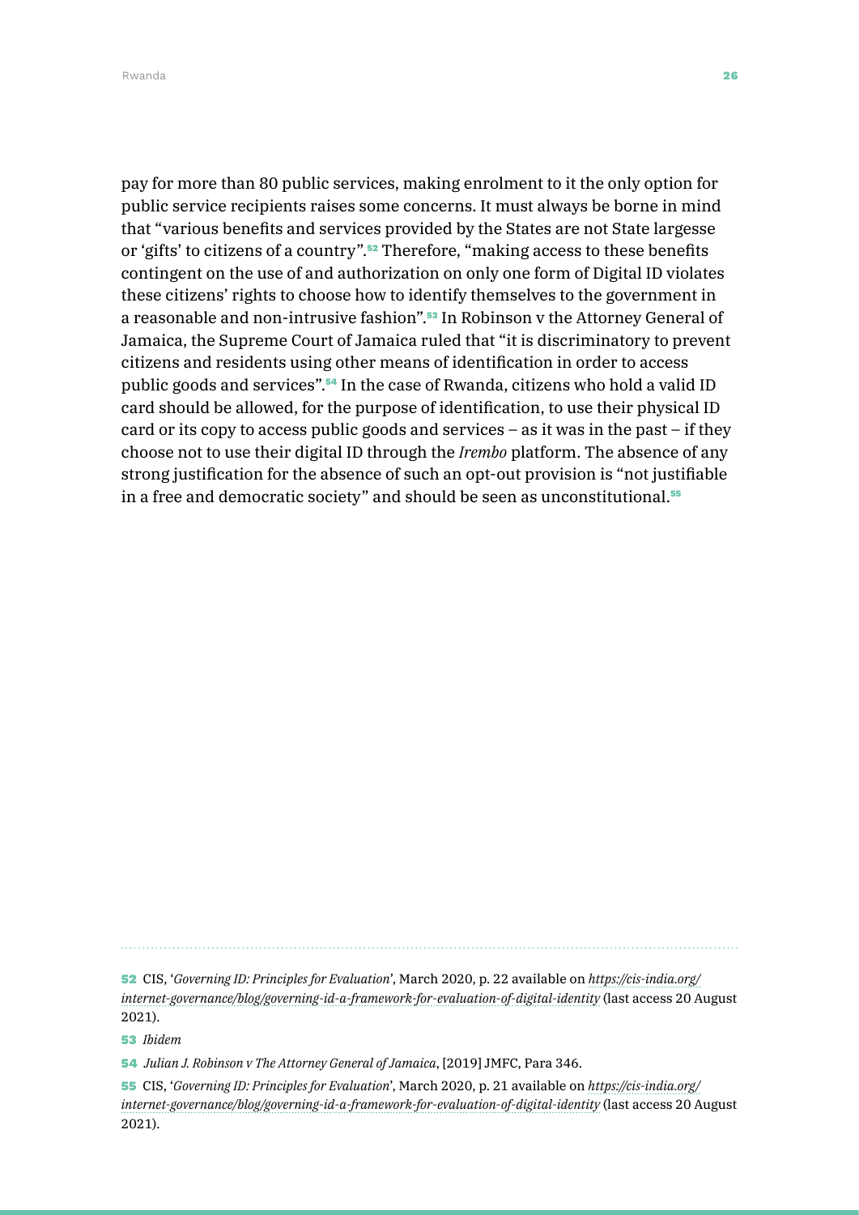pay for more than 80 public services, making enrolment to it the only option for public service recipients raises some concerns. It must always be borne in mind that "various benefits and services provided by the States are not State largesse or 'gifts' to citizens of a country".[52] Therefore, "making access to these benefits contingent on the use of and authorization on only one form of Digital ID violates these citizens' rights to choose how to identify themselves to the government in a reasonable and non-intrusive fashion".[53] In Robinson v the Attorney General of Jamaica, the Supreme Court of Jamaica ruled that "it is discriminatory to prevent citizens and residents using other means of identification in order to access public goods and services".[54] In the case of Rwanda, citizens who hold a valid ID card should be allowed, for the purpose of identification, to use their physical ID card or its copy to access public goods and services – as it was in the past – if they choose not to use their digital ID through the *Irembo* platform. The absence of any strong justification for the absence of such an opt-out provision is "not justifiable in a free and democratic society" and should be seen as unconstitutional.[55]

---

52 CIS, '*Governing ID: Principles for Evaluation*', March 2020, p. 22 available on *https://cis-india.org/internet-governance/blog/governing-id-a-framework-for-evaluation-of-digital-identity* (last access 20 August 2021).

53 *Ibidem*

54 *Julian J. Robinson v The Attorney General of Jamaica*, [2019] JMFC, Para 346.

55 CIS, '*Governing ID: Principles for Evaluation*', March 2020, p. 21 available on *https://cis-india.org/internet-governance/blog/governing-id-a-framework-for-evaluation-of-digital-identity* (last access 20 August 2021).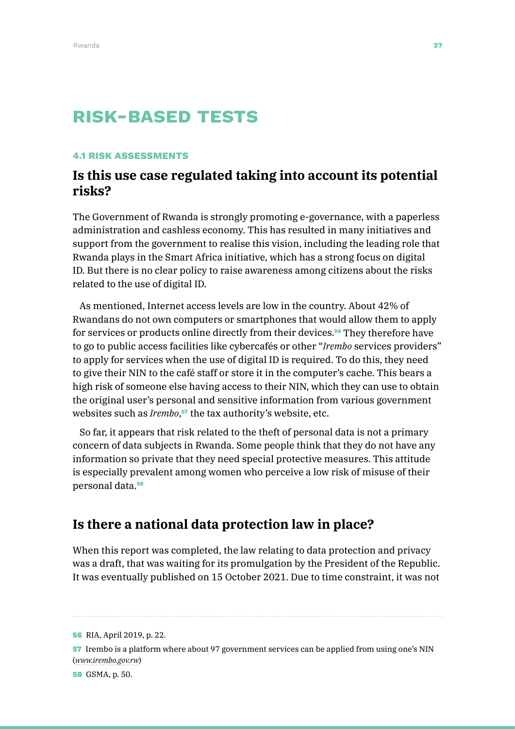# RISK-BASED TESTS

### 4.1 RISK ASSESSMENTS

## Is this use case regulated taking into account its potential risks?

The Government of Rwanda is strongly promoting e-governance, with a paperless administration and cashless economy. This has resulted in many initiatives and support from the government to realise this vision, including the leading role that Rwanda plays in the Smart Africa initiative, which has a strong focus on digital ID. But there is no clear policy to raise awareness among citizens about the risks related to the use of digital ID.

As mentioned, Internet access levels are low in the country. About 42% of Rwandans do not own computers or smartphones that would allow them to apply for services or products online directly from their devices.[56] They therefore have to go to public access facilities like cybercafés or other "*Irembo* services providers" to apply for services when the use of digital ID is required. To do this, they need to give their NIN to the café staff or store it in the computer's cache. This bears a high risk of someone else having access to their NIN, which they can use to obtain the original user's personal and sensitive information from various government websites such as *Irembo*,[57] the tax authority's website, etc.

So far, it appears that risk related to the theft of personal data is not a primary concern of data subjects in Rwanda. Some people think that they do not have any information so private that they need special protective measures. This attitude is especially prevalent among women who perceive a low risk of misuse of their personal data.[58]

## Is there a national data protection law in place?

When this report was completed, the law relating to data protection and privacy was a draft, that was waiting for its promulgation by the President of the Republic. It was eventually published on 15 October 2021. Due to time constraint, it was not

---

56 RIA, April 2019, p. 22.

57 Irembo is a platform where about 97 government services can be applied from using one's NIN (*www.irembo.gov.rw*)

58 GSMA, p. 50.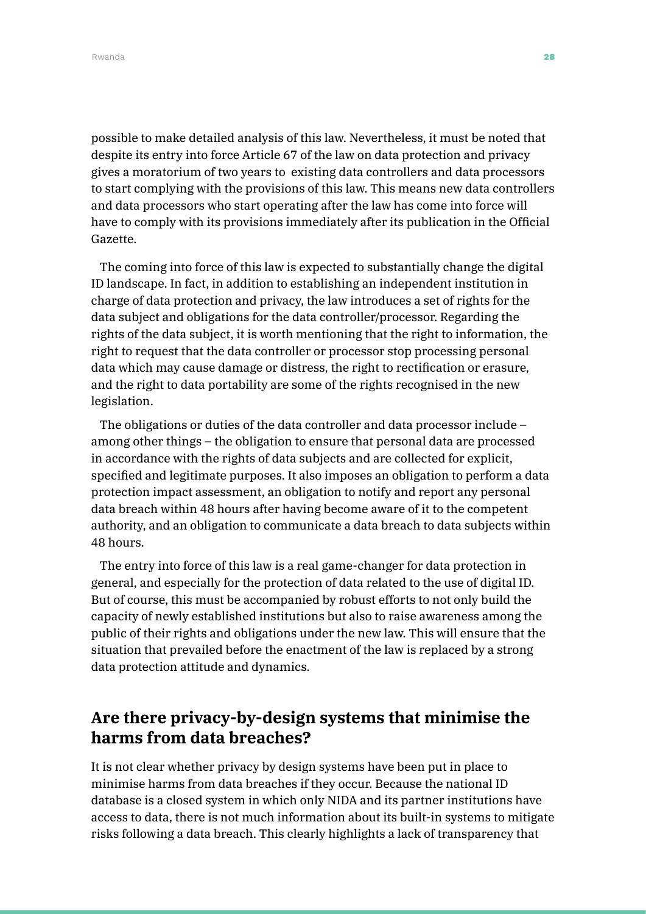possible to make detailed analysis of this law. Nevertheless, it must be noted that despite its entry into force Article 67 of the law on data protection and privacy gives a moratorium of two years to existing data controllers and data processors to start complying with the provisions of this law. This means new data controllers and data processors who start operating after the law has come into force will have to comply with its provisions immediately after its publication in the Official Gazette.

The coming into force of this law is expected to substantially change the digital ID landscape. In fact, in addition to establishing an independent institution in charge of data protection and privacy, the law introduces a set of rights for the data subject and obligations for the data controller/processor. Regarding the rights of the data subject, it is worth mentioning that the right to information, the right to request that the data controller or processor stop processing personal data which may cause damage or distress, the right to rectification or erasure, and the right to data portability are some of the rights recognised in the new legislation.

The obligations or duties of the data controller and data processor include – among other things – the obligation to ensure that personal data are processed in accordance with the rights of data subjects and are collected for explicit, specified and legitimate purposes. It also imposes an obligation to perform a data protection impact assessment, an obligation to notify and report any personal data breach within 48 hours after having become aware of it to the competent authority, and an obligation to communicate a data breach to data subjects within 48 hours.

The entry into force of this law is a real game-changer for data protection in general, and especially for the protection of data related to the use of digital ID. But of course, this must be accompanied by robust efforts to not only build the capacity of newly established institutions but also to raise awareness among the public of their rights and obligations under the new law. This will ensure that the situation that prevailed before the enactment of the law is replaced by a strong data protection attitude and dynamics.

## Are there privacy-by-design systems that minimise the harms from data breaches?

It is not clear whether privacy by design systems have been put in place to minimise harms from data breaches if they occur. Because the national ID database is a closed system in which only NIDA and its partner institutions have access to data, there is not much information about its built-in systems to mitigate risks following a data breach. This clearly highlights a lack of transparency that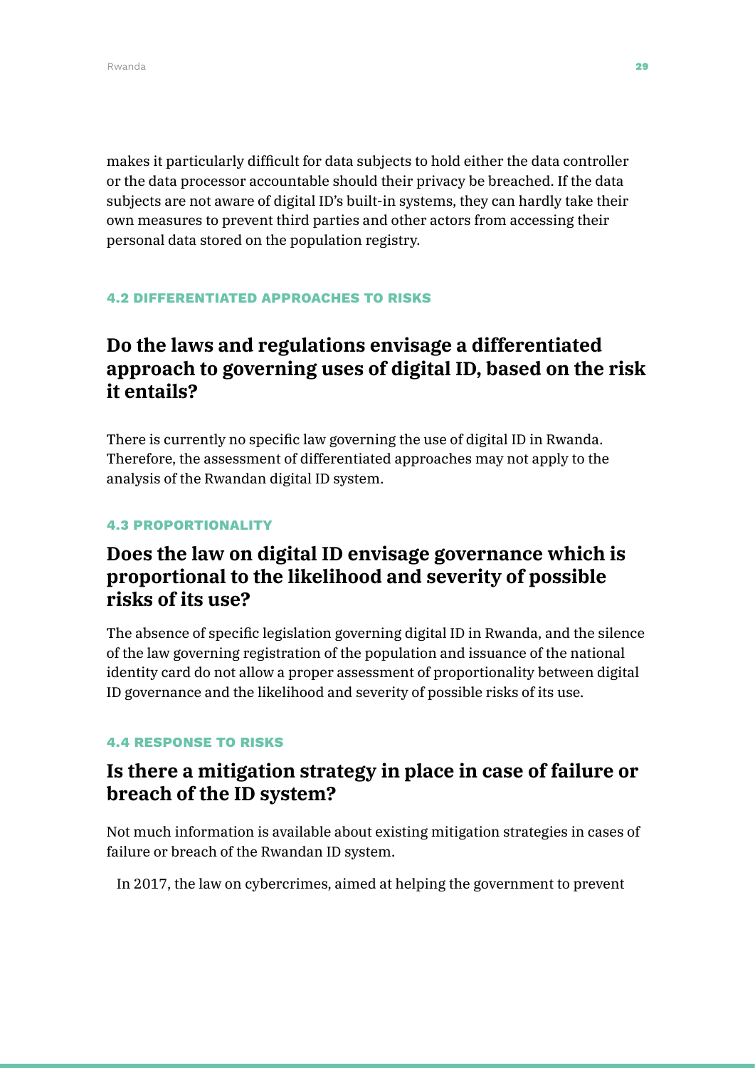makes it particularly difficult for data subjects to hold either the data controller or the data processor accountable should their privacy be breached. If the data subjects are not aware of digital ID's built-in systems, they can hardly take their own measures to prevent third parties and other actors from accessing their personal data stored on the population registry.

#### 4.2 DIFFERENTIATED APPROACHES TO RISKS

## Do the laws and regulations envisage a differentiated approach to governing uses of digital ID, based on the risk it entails?

There is currently no specific law governing the use of digital ID in Rwanda. Therefore, the assessment of differentiated approaches may not apply to the analysis of the Rwandan digital ID system.

#### 4.3 PROPORTIONALITY

## Does the law on digital ID envisage governance which is proportional to the likelihood and severity of possible risks of its use?

The absence of specific legislation governing digital ID in Rwanda, and the silence of the law governing registration of the population and issuance of the national identity card do not allow a proper assessment of proportionality between digital ID governance and the likelihood and severity of possible risks of its use.

#### 4.4 RESPONSE TO RISKS

## Is there a mitigation strategy in place in case of failure or breach of the ID system?

Not much information is available about existing mitigation strategies in cases of failure or breach of the Rwandan ID system.

In 2017, the law on cybercrimes, aimed at helping the government to prevent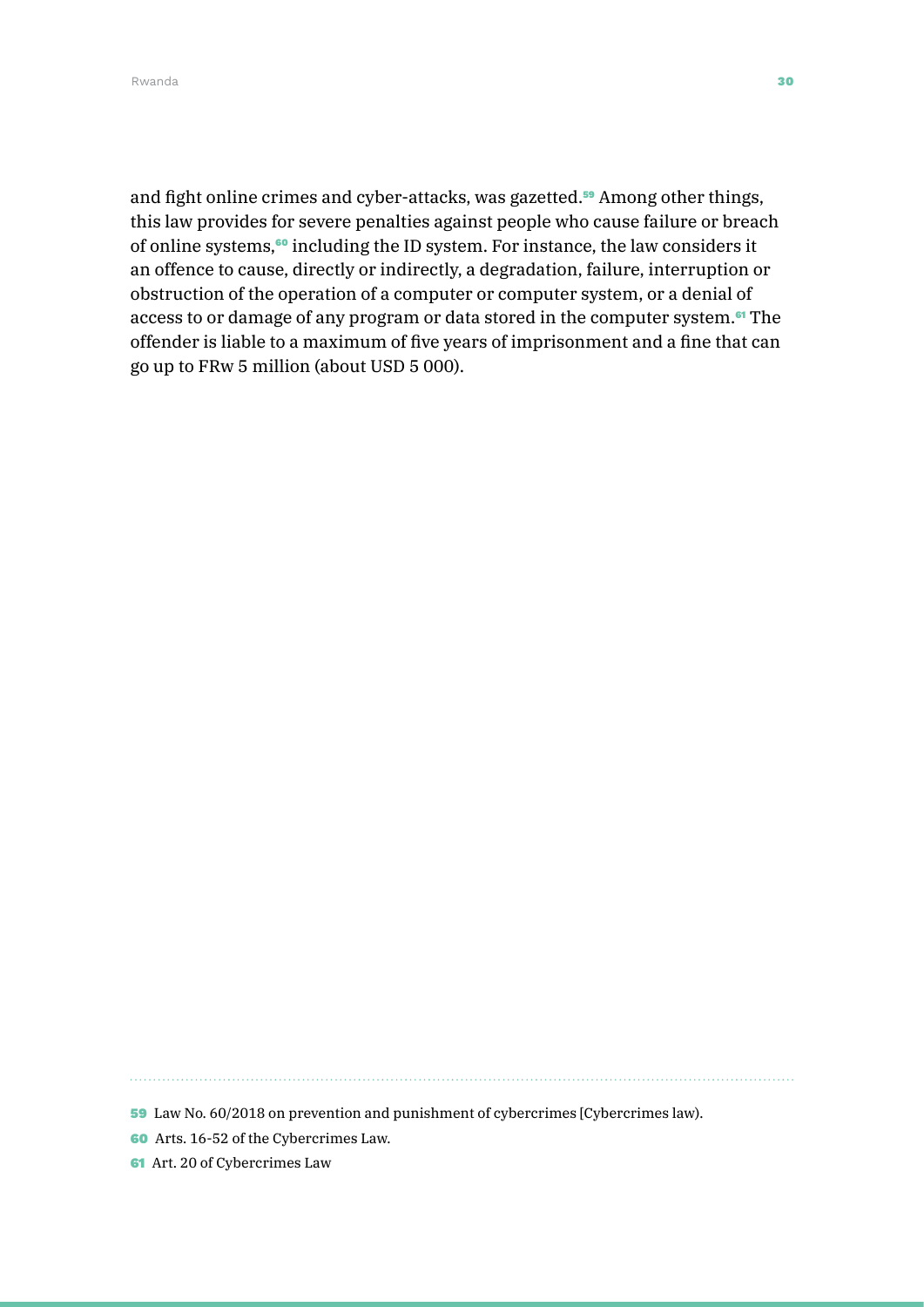and fight online crimes and cyber-attacks, was gazetted.[59] Among other things, this law provides for severe penalties against people who cause failure or breach of online systems,[60] including the ID system. For instance, the law considers it an offence to cause, directly or indirectly, a degradation, failure, interruption or obstruction of the operation of a computer or computer system, or a denial of access to or damage of any program or data stored in the computer system.[61] The offender is liable to a maximum of five years of imprisonment and a fine that can go up to FRw 5 million (about USD 5 000).

---

59 Law No. 60/2018 on prevention and punishment of cybercrimes [Cybercrimes law).

60 Arts. 16-52 of the Cybercrimes Law.

61 Art. 20 of Cybercrimes Law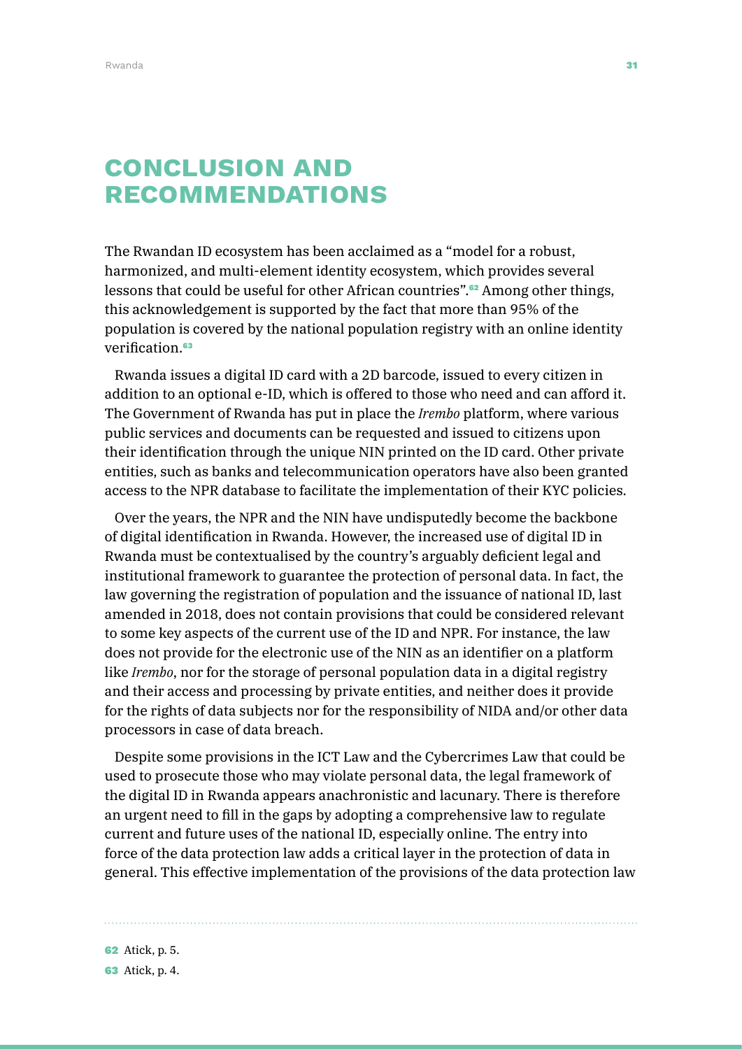# CONCLUSION AND RECOMMENDATIONS

The Rwandan ID ecosystem has been acclaimed as a "model for a robust, harmonized, and multi-element identity ecosystem, which provides several lessons that could be useful for other African countries".[62] Among other things, this acknowledgement is supported by the fact that more than 95% of the population is covered by the national population registry with an online identity verification.[63]

Rwanda issues a digital ID card with a 2D barcode, issued to every citizen in addition to an optional e-ID, which is offered to those who need and can afford it. The Government of Rwanda has put in place the *Irembo* platform, where various public services and documents can be requested and issued to citizens upon their identification through the unique NIN printed on the ID card. Other private entities, such as banks and telecommunication operators have also been granted access to the NPR database to facilitate the implementation of their KYC policies.

Over the years, the NPR and the NIN have undisputedly become the backbone of digital identification in Rwanda. However, the increased use of digital ID in Rwanda must be contextualised by the country's arguably deficient legal and institutional framework to guarantee the protection of personal data. In fact, the law governing the registration of population and the issuance of national ID, last amended in 2018, does not contain provisions that could be considered relevant to some key aspects of the current use of the ID and NPR. For instance, the law does not provide for the electronic use of the NIN as an identifier on a platform like *Irembo*, nor for the storage of personal population data in a digital registry and their access and processing by private entities, and neither does it provide for the rights of data subjects nor for the responsibility of NIDA and/or other data processors in case of data breach.

Despite some provisions in the ICT Law and the Cybercrimes Law that could be used to prosecute those who may violate personal data, the legal framework of the digital ID in Rwanda appears anachronistic and lacunary. There is therefore an urgent need to fill in the gaps by adopting a comprehensive law to regulate current and future uses of the national ID, especially online. The entry into force of the data protection law adds a critical layer in the protection of data in general. This effective implementation of the provisions of the data protection law

---

[62] Atick, p. 5.

[63] Atick, p. 4.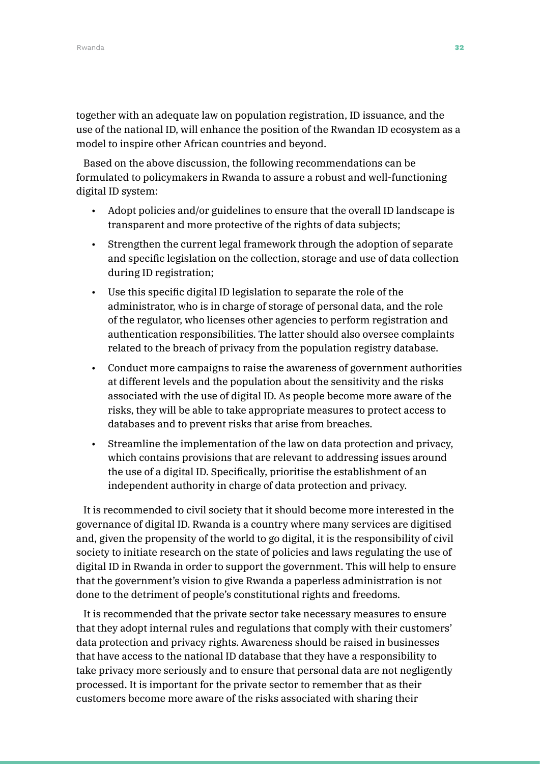together with an adequate law on population registration, ID issuance, and the use of the national ID, will enhance the position of the Rwandan ID ecosystem as a model to inspire other African countries and beyond.

Based on the above discussion, the following recommendations can be formulated to policymakers in Rwanda to assure a robust and well-functioning digital ID system:

- Adopt policies and/or guidelines to ensure that the overall ID landscape is transparent and more protective of the rights of data subjects;
- Strengthen the current legal framework through the adoption of separate and specific legislation on the collection, storage and use of data collection during ID registration;
- Use this specific digital ID legislation to separate the role of the administrator, who is in charge of storage of personal data, and the role of the regulator, who licenses other agencies to perform registration and authentication responsibilities. The latter should also oversee complaints related to the breach of privacy from the population registry database.
- Conduct more campaigns to raise the awareness of government authorities at different levels and the population about the sensitivity and the risks associated with the use of digital ID. As people become more aware of the risks, they will be able to take appropriate measures to protect access to databases and to prevent risks that arise from breaches.
- Streamline the implementation of the law on data protection and privacy, which contains provisions that are relevant to addressing issues around the use of a digital ID. Specifically, prioritise the establishment of an independent authority in charge of data protection and privacy.

It is recommended to civil society that it should become more interested in the governance of digital ID. Rwanda is a country where many services are digitised and, given the propensity of the world to go digital, it is the responsibility of civil society to initiate research on the state of policies and laws regulating the use of digital ID in Rwanda in order to support the government. This will help to ensure that the government's vision to give Rwanda a paperless administration is not done to the detriment of people's constitutional rights and freedoms.

It is recommended that the private sector take necessary measures to ensure that they adopt internal rules and regulations that comply with their customers' data protection and privacy rights. Awareness should be raised in businesses that have access to the national ID database that they have a responsibility to take privacy more seriously and to ensure that personal data are not negligently processed. It is important for the private sector to remember that as their customers become more aware of the risks associated with sharing their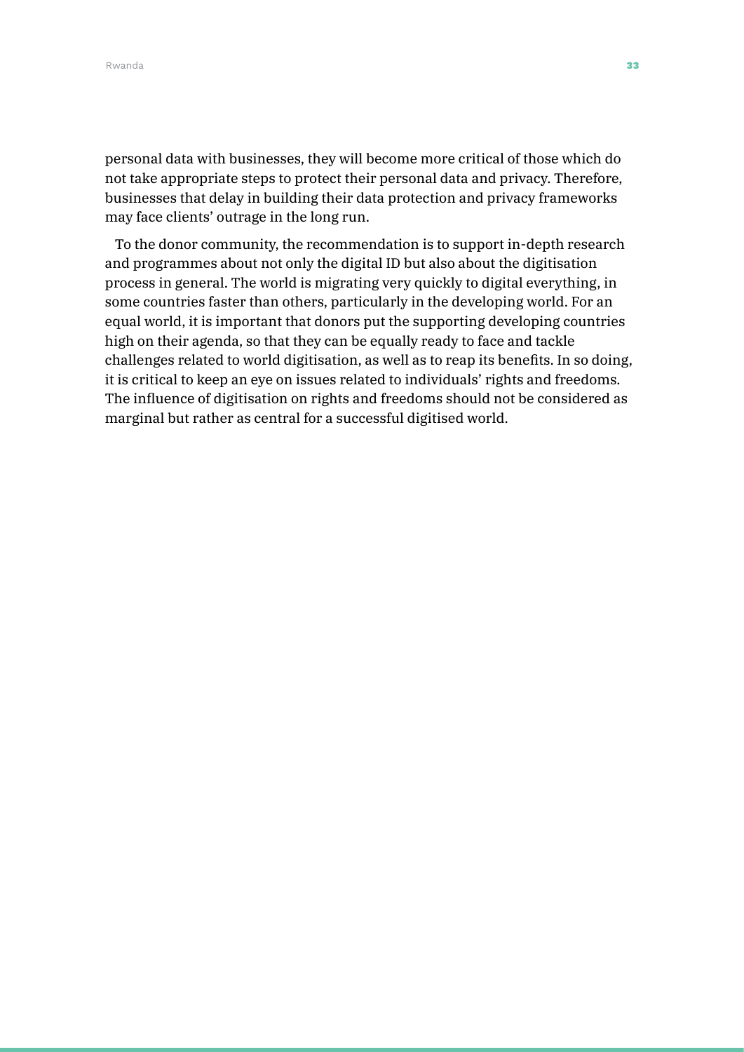personal data with businesses, they will become more critical of those which do not take appropriate steps to protect their personal data and privacy. Therefore, businesses that delay in building their data protection and privacy frameworks may face clients' outrage in the long run.

To the donor community, the recommendation is to support in-depth research and programmes about not only the digital ID but also about the digitisation process in general. The world is migrating very quickly to digital everything, in some countries faster than others, particularly in the developing world. For an equal world, it is important that donors put the supporting developing countries high on their agenda, so that they can be equally ready to face and tackle challenges related to world digitisation, as well as to reap its benefits. In so doing, it is critical to keep an eye on issues related to individuals' rights and freedoms. The influence of digitisation on rights and freedoms should not be considered as marginal but rather as central for a successful digitised world.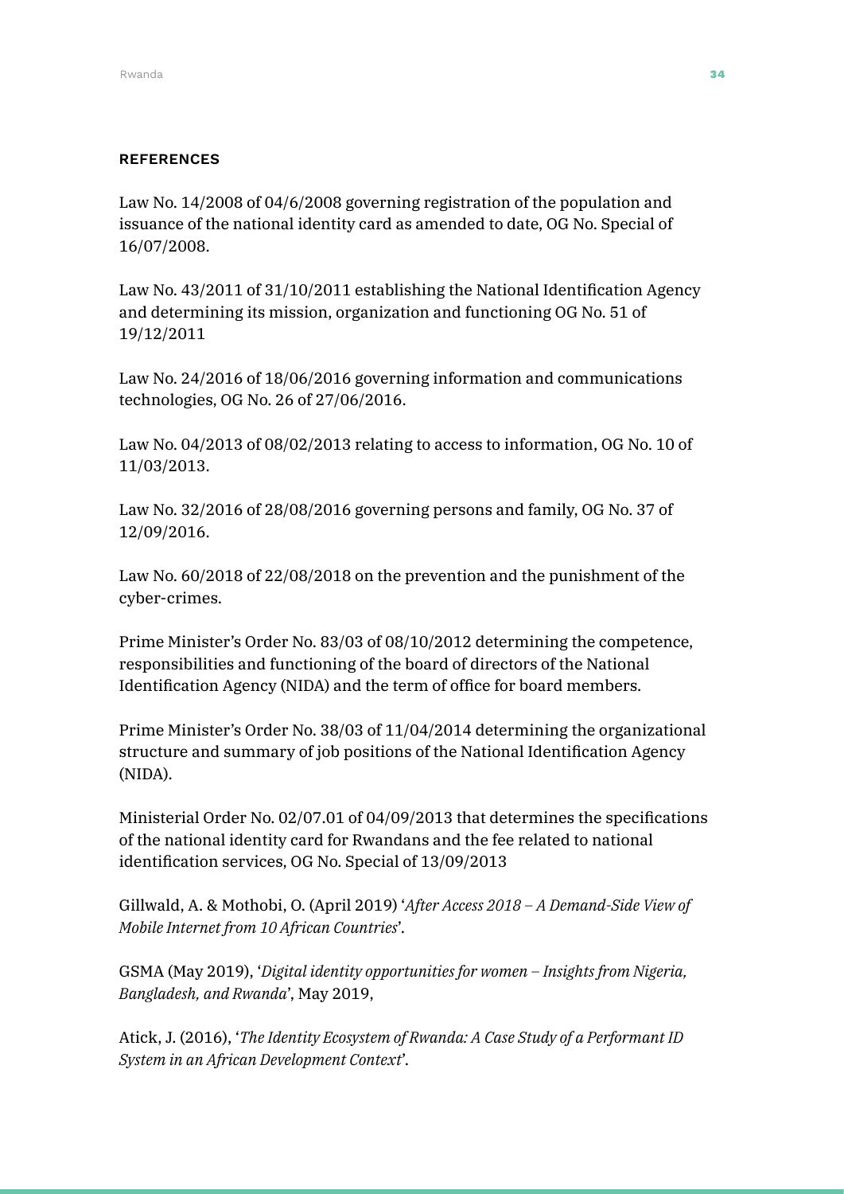## REFERENCES

Law No. 14/2008 of 04/6/2008 governing registration of the population and issuance of the national identity card as amended to date, OG No. Special of 16/07/2008.

Law No. 43/2011 of 31/10/2011 establishing the National Identification Agency and determining its mission, organization and functioning OG No. 51 of 19/12/2011

Law No. 24/2016 of 18/06/2016 governing information and communications technologies, OG No. 26 of 27/06/2016.

Law No. 04/2013 of 08/02/2013 relating to access to information, OG No. 10 of 11/03/2013.

Law No. 32/2016 of 28/08/2016 governing persons and family, OG No. 37 of 12/09/2016.

Law No. 60/2018 of 22/08/2018 on the prevention and the punishment of the cyber-crimes.

Prime Minister's Order No. 83/03 of 08/10/2012 determining the competence, responsibilities and functioning of the board of directors of the National Identification Agency (NIDA) and the term of office for board members.

Prime Minister's Order No. 38/03 of 11/04/2014 determining the organizational structure and summary of job positions of the National Identification Agency (NIDA).

Ministerial Order No. 02/07.01 of 04/09/2013 that determines the specifications of the national identity card for Rwandans and the fee related to national identification services, OG No. Special of 13/09/2013

Gillwald, A. & Mothobi, O. (April 2019) '*After Access 2018 – A Demand-Side View of Mobile Internet from 10 African Countries*'.

GSMA (May 2019), '*Digital identity opportunities for women – Insights from Nigeria, Bangladesh, and Rwanda*', May 2019,

Atick, J. (2016), '*The Identity Ecosystem of Rwanda: A Case Study of a Performant ID System in an African Development Context*'.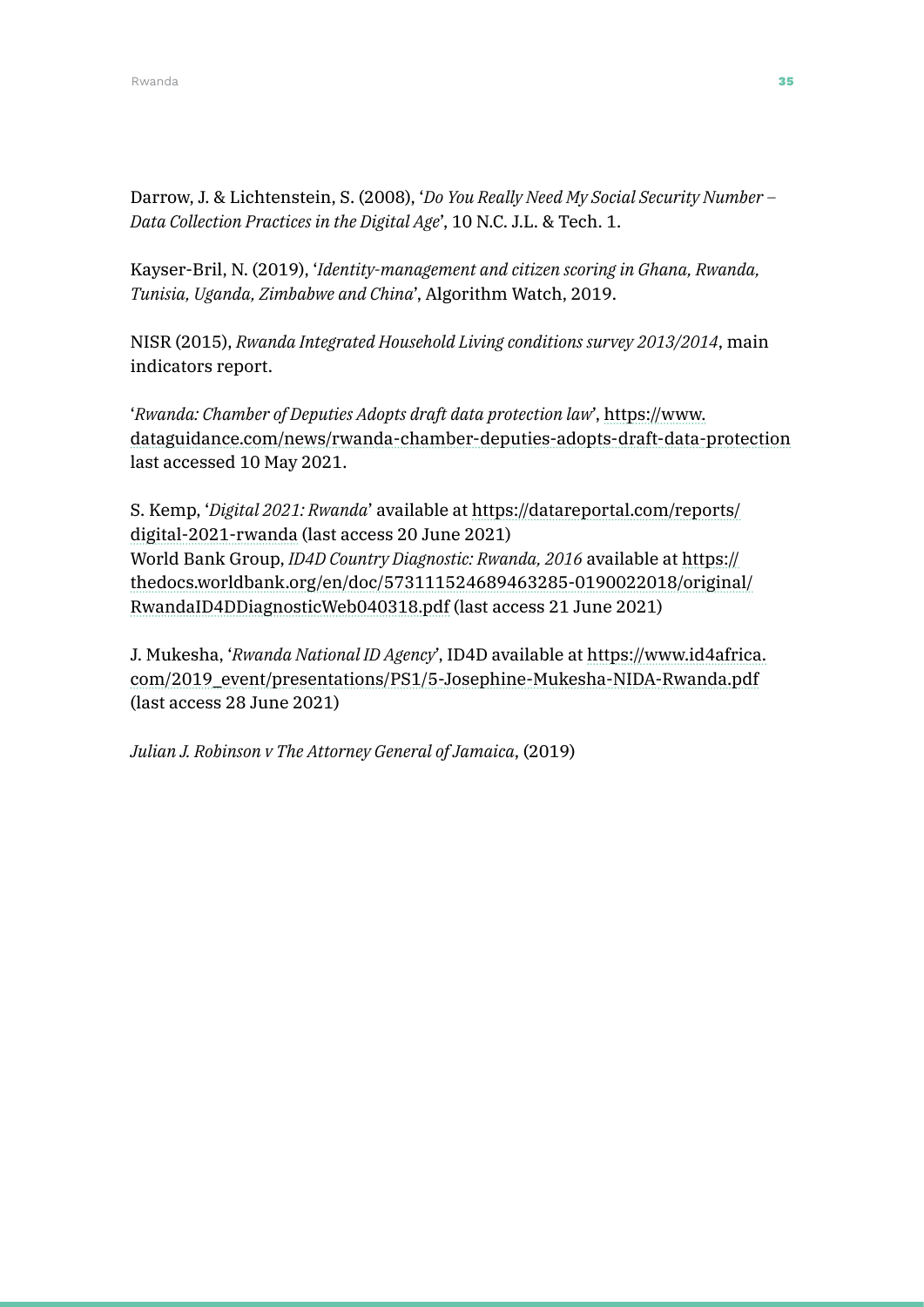Darrow, J. & Lichtenstein, S. (2008), '*Do You Really Need My Social Security Number – Data Collection Practices in the Digital Age*', 10 N.C. J.L. & Tech. 1.

Kayser-Bril, N. (2019), '*Identity-management and citizen scoring in Ghana, Rwanda, Tunisia, Uganda, Zimbabwe and China*', Algorithm Watch, 2019.

NISR (2015), *Rwanda Integrated Household Living conditions survey 2013/2014*, main indicators report.

'*Rwanda: Chamber of Deputies Adopts draft data protection law*', https://www.dataguidance.com/news/rwanda-chamber-deputies-adopts-draft-data-protection last accessed 10 May 2021.

S. Kemp, '*Digital 2021: Rwanda*' available at https://datareportal.com/reports/digital-2021-rwanda (last access 20 June 2021)
World Bank Group, *ID4D Country Diagnostic: Rwanda, 2016* available at https://thedocs.worldbank.org/en/doc/573111524689463285-0190022018/original/RwandaID4DDiagnosticWeb040318.pdf (last access 21 June 2021)

J. Mukesha, '*Rwanda National ID Agency*', ID4D available at https://www.id4africa.com/2019_event/presentations/PS1/5-Josephine-Mukesha-NIDA-Rwanda.pdf (last access 28 June 2021)

*Julian J. Robinson v The Attorney General of Jamaica*, (2019)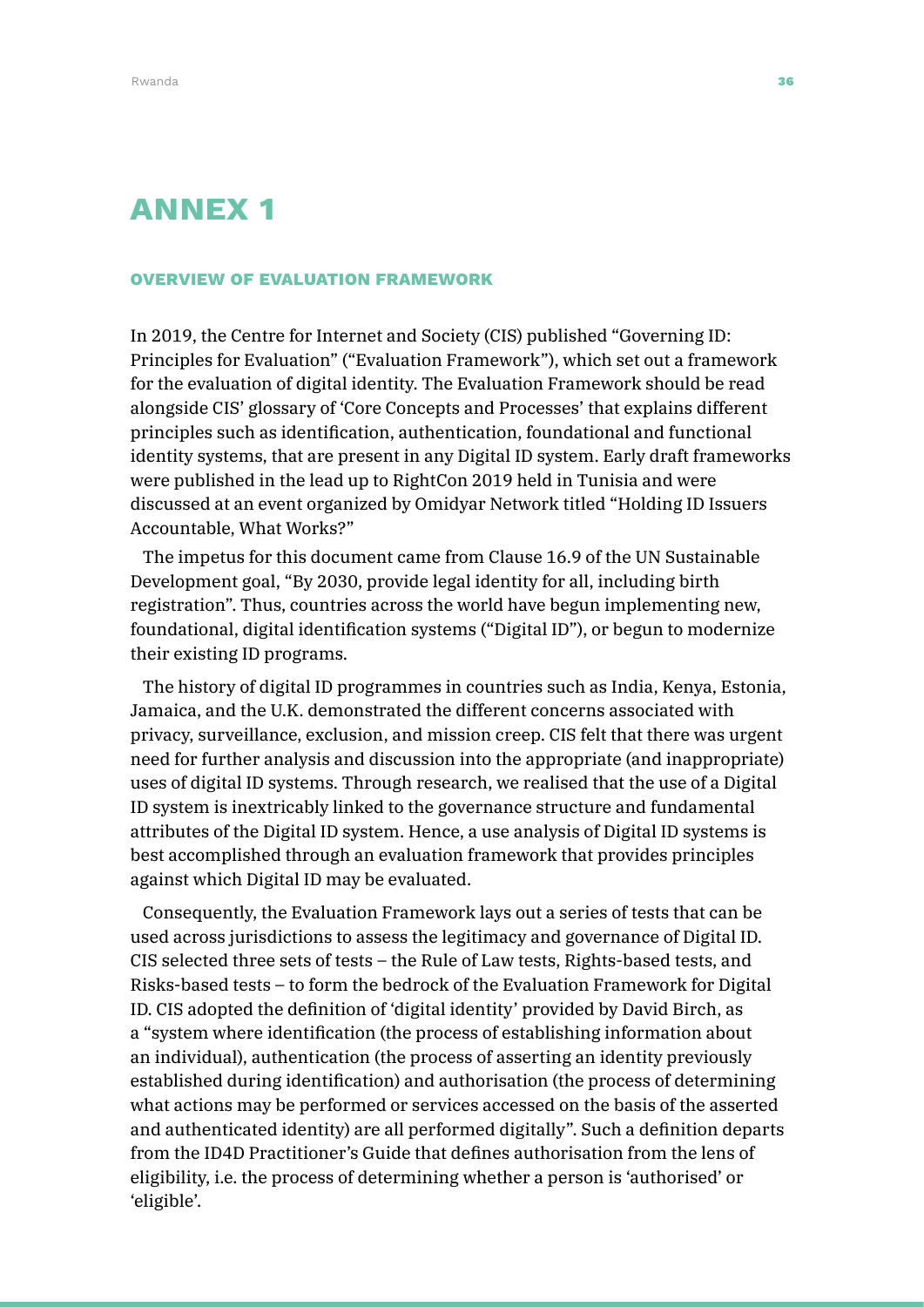# ANNEX 1

## OVERVIEW OF EVALUATION FRAMEWORK

In 2019, the Centre for Internet and Society (CIS) published "Governing ID: Principles for Evaluation" ("Evaluation Framework"), which set out a framework for the evaluation of digital identity. The Evaluation Framework should be read alongside CIS' glossary of 'Core Concepts and Processes' that explains different principles such as identification, authentication, foundational and functional identity systems, that are present in any Digital ID system. Early draft frameworks were published in the lead up to RightCon 2019 held in Tunisia and were discussed at an event organized by Omidyar Network titled "Holding ID Issuers Accountable, What Works?"

The impetus for this document came from Clause 16.9 of the UN Sustainable Development goal, "By 2030, provide legal identity for all, including birth registration". Thus, countries across the world have begun implementing new, foundational, digital identification systems ("Digital ID"), or begun to modernize their existing ID programs.

The history of digital ID programmes in countries such as India, Kenya, Estonia, Jamaica, and the U.K. demonstrated the different concerns associated with privacy, surveillance, exclusion, and mission creep. CIS felt that there was urgent need for further analysis and discussion into the appropriate (and inappropriate) uses of digital ID systems. Through research, we realised that the use of a Digital ID system is inextricably linked to the governance structure and fundamental attributes of the Digital ID system. Hence, a use analysis of Digital ID systems is best accomplished through an evaluation framework that provides principles against which Digital ID may be evaluated.

Consequently, the Evaluation Framework lays out a series of tests that can be used across jurisdictions to assess the legitimacy and governance of Digital ID. CIS selected three sets of tests – the Rule of Law tests, Rights-based tests, and Risks-based tests – to form the bedrock of the Evaluation Framework for Digital ID. CIS adopted the definition of 'digital identity' provided by David Birch, as a "system where identification (the process of establishing information about an individual), authentication (the process of asserting an identity previously established during identification) and authorisation (the process of determining what actions may be performed or services accessed on the basis of the asserted and authenticated identity) are all performed digitally". Such a definition departs from the ID4D Practitioner's Guide that defines authorisation from the lens of eligibility, i.e. the process of determining whether a person is 'authorised' or 'eligible'.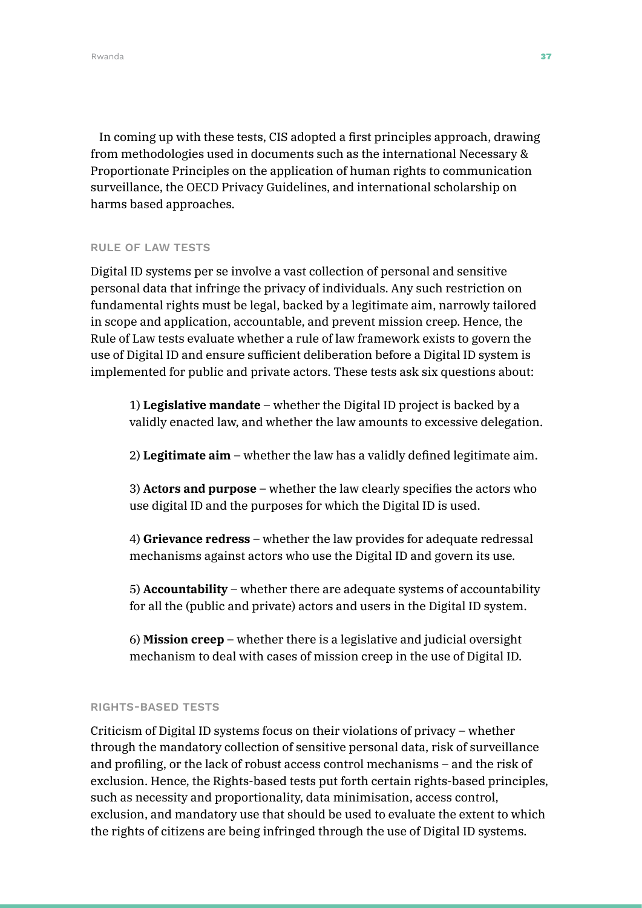In coming up with these tests, CIS adopted a first principles approach, drawing from methodologies used in documents such as the international Necessary & Proportionate Principles on the application of human rights to communication surveillance, the OECD Privacy Guidelines, and international scholarship on harms based approaches.

### RULE OF LAW TESTS

Digital ID systems per se involve a vast collection of personal and sensitive personal data that infringe the privacy of individuals. Any such restriction on fundamental rights must be legal, backed by a legitimate aim, narrowly tailored in scope and application, accountable, and prevent mission creep. Hence, the Rule of Law tests evaluate whether a rule of law framework exists to govern the use of Digital ID and ensure sufficient deliberation before a Digital ID system is implemented for public and private actors. These tests ask six questions about:

1) **Legislative mandate** – whether the Digital ID project is backed by a validly enacted law, and whether the law amounts to excessive delegation.

2) **Legitimate aim** – whether the law has a validly defined legitimate aim.

3) **Actors and purpose** – whether the law clearly specifies the actors who use digital ID and the purposes for which the Digital ID is used.

4) **Grievance redress** – whether the law provides for adequate redressal mechanisms against actors who use the Digital ID and govern its use.

5) **Accountability** – whether there are adequate systems of accountability for all the (public and private) actors and users in the Digital ID system.

6) **Mission creep** – whether there is a legislative and judicial oversight mechanism to deal with cases of mission creep in the use of Digital ID.

### RIGHTS-BASED TESTS

Criticism of Digital ID systems focus on their violations of privacy – whether through the mandatory collection of sensitive personal data, risk of surveillance and profiling, or the lack of robust access control mechanisms – and the risk of exclusion. Hence, the Rights-based tests put forth certain rights-based principles, such as necessity and proportionality, data minimisation, access control, exclusion, and mandatory use that should be used to evaluate the extent to which the rights of citizens are being infringed through the use of Digital ID systems.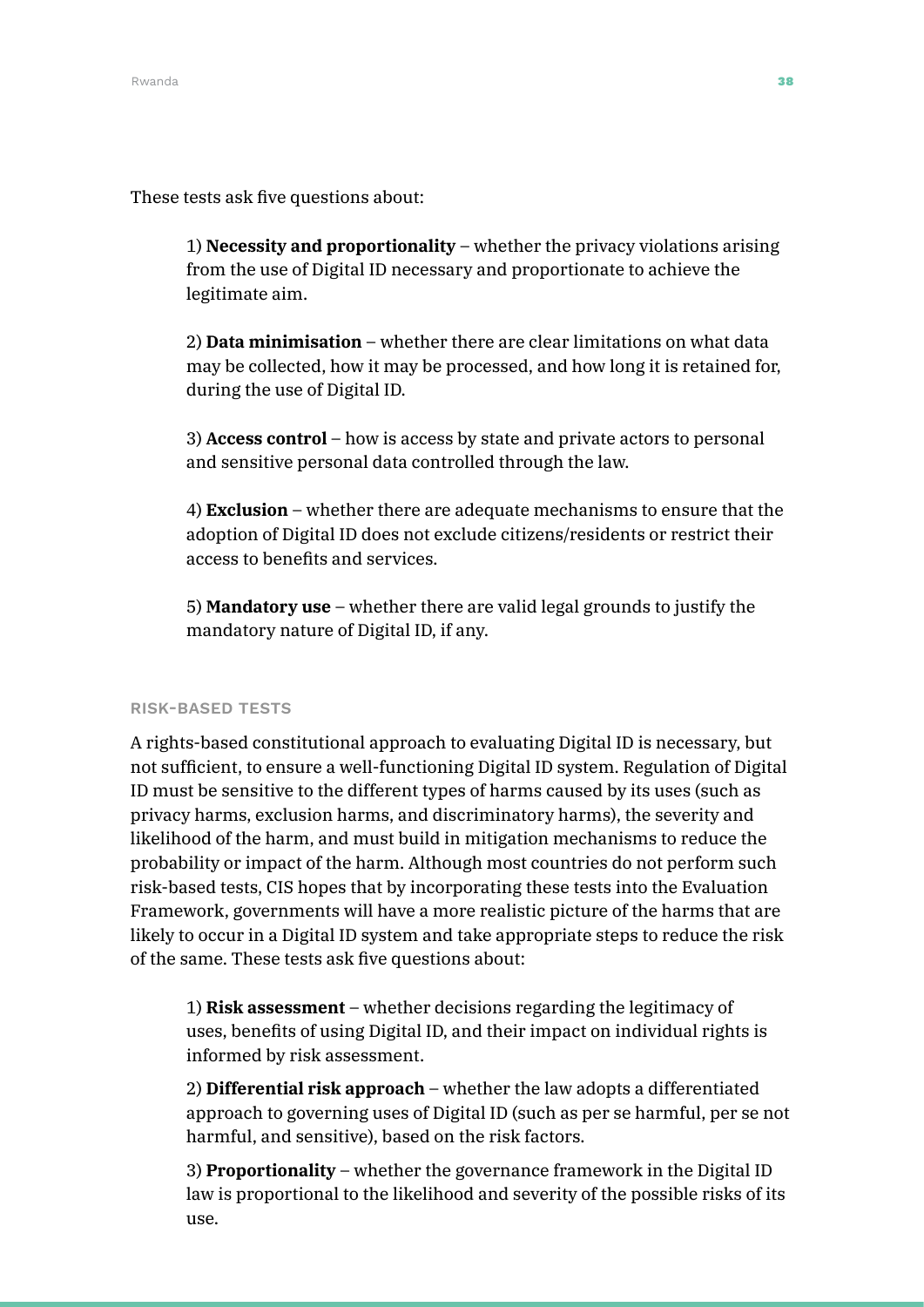These tests ask five questions about:

1) **Necessity and proportionality** – whether the privacy violations arising from the use of Digital ID necessary and proportionate to achieve the legitimate aim.

2) **Data minimisation** – whether there are clear limitations on what data may be collected, how it may be processed, and how long it is retained for, during the use of Digital ID.

3) **Access control** – how is access by state and private actors to personal and sensitive personal data controlled through the law.

4) **Exclusion** – whether there are adequate mechanisms to ensure that the adoption of Digital ID does not exclude citizens/residents or restrict their access to benefits and services.

5) **Mandatory use** – whether there are valid legal grounds to justify the mandatory nature of Digital ID, if any.

#### RISK-BASED TESTS

A rights-based constitutional approach to evaluating Digital ID is necessary, but not sufficient, to ensure a well-functioning Digital ID system. Regulation of Digital ID must be sensitive to the different types of harms caused by its uses (such as privacy harms, exclusion harms, and discriminatory harms), the severity and likelihood of the harm, and must build in mitigation mechanisms to reduce the probability or impact of the harm. Although most countries do not perform such risk-based tests, CIS hopes that by incorporating these tests into the Evaluation Framework, governments will have a more realistic picture of the harms that are likely to occur in a Digital ID system and take appropriate steps to reduce the risk of the same. These tests ask five questions about:

1) **Risk assessment** – whether decisions regarding the legitimacy of uses, benefits of using Digital ID, and their impact on individual rights is informed by risk assessment.

2) **Differential risk approach** – whether the law adopts a differentiated approach to governing uses of Digital ID (such as per se harmful, per se not harmful, and sensitive), based on the risk factors.

3) **Proportionality** – whether the governance framework in the Digital ID law is proportional to the likelihood and severity of the possible risks of its use.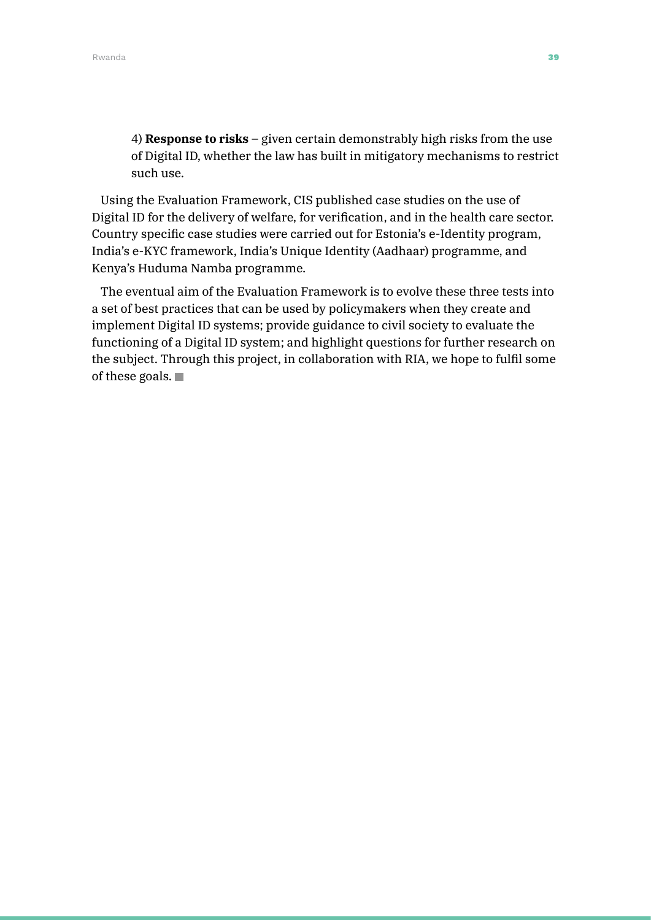4) **Response to risks** – given certain demonstrably high risks from the use of Digital ID, whether the law has built in mitigatory mechanisms to restrict such use.

Using the Evaluation Framework, CIS published case studies on the use of Digital ID for the delivery of welfare, for verification, and in the health care sector. Country specific case studies were carried out for Estonia's e-Identity program, India's e-KYC framework, India's Unique Identity (Aadhaar) programme, and Kenya's Huduma Namba programme.

The eventual aim of the Evaluation Framework is to evolve these three tests into a set of best practices that can be used by policymakers when they create and implement Digital ID systems; provide guidance to civil society to evaluate the functioning of a Digital ID system; and highlight questions for further research on the subject. Through this project, in collaboration with RIA, we hope to fulfil some of these goals. ■